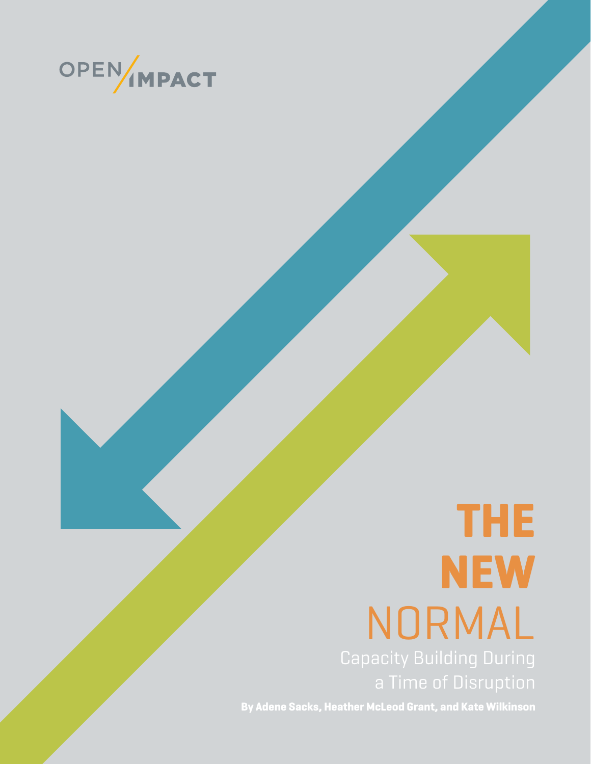OPEN/IMPACT

# THE NEW NORMAL

## Capacity Building During a Time of Disruption

**By Adene Sacks, Heather McLeod Grant, and Kate Wilkinson**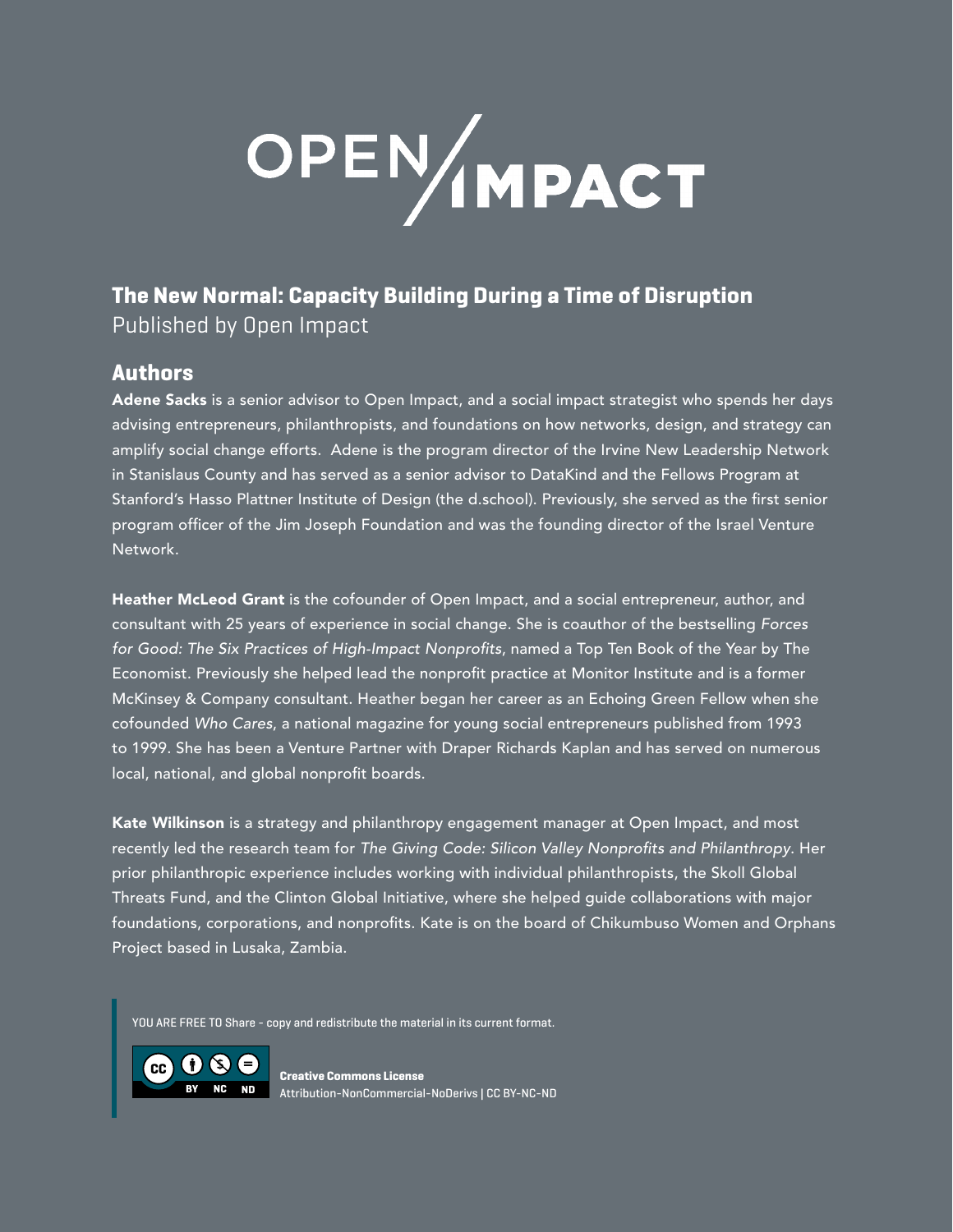# OPEN/IMPACT

## The New Normal: Capacity Building During a Time of Disruption

Published by Open Impact

## Authors

**Adene Sacks** is a senior advisor to Open Impact, and a social impact strategist who spends her days advising entrepreneurs, philanthropists, and foundations on how networks, design, and strategy can amplify social change efforts. Adene is the program director of the Irvine New Leadership Network in Stanislaus County and has served as a senior advisor to DataKind and the Fellows Program at Stanford's Hasso Plattner Institute of Design (the d.school). Previously, she served as the first senior program officer of the Jim Joseph Foundation and was the founding director of the Israel Venture Network.

**Heather McLeod Grant** is the cofounder of Open Impact, and a social entrepreneur, author, and consultant with 25 years of experience in social change. She is coauthor of the bestselling *Forces for Good: The Six Practices of High-Impact Nonprofits*, named a Top Ten Book of the Year by The Economist. Previously she helped lead the nonprofit practice at Monitor Institute and is a former McKinsey & Company consultant. Heather began her career as an Echoing Green Fellow when she cofounded *Who Cares*, a national magazine for young social entrepreneurs published from 1993 to 1999. She has been a Venture Partner with Draper Richards Kaplan and has served on numerous local, national, and global nonprofit boards.

**Kate Wilkinson** is a strategy and philanthropy engagement manager at Open Impact, and most recently led the research team for *The Giving Code: Silicon Valley Nonprofits and Philanthropy*. Her prior philanthropic experience includes working with individual philanthropists, the Skoll Global Threats Fund, and the Clinton Global Initiative, where she helped guide collaborations with major foundations, corporations, and nonprofits. Kate is on the board of Chikumbuso Women and Orphans Project based in Lusaka, Zambia.

YOU ARE FREE TO Share - copy and redistribute the material in its current format.

**Creative Commons License**
Attribution-NonCommercial-NoDerivs | CC BY-NC-ND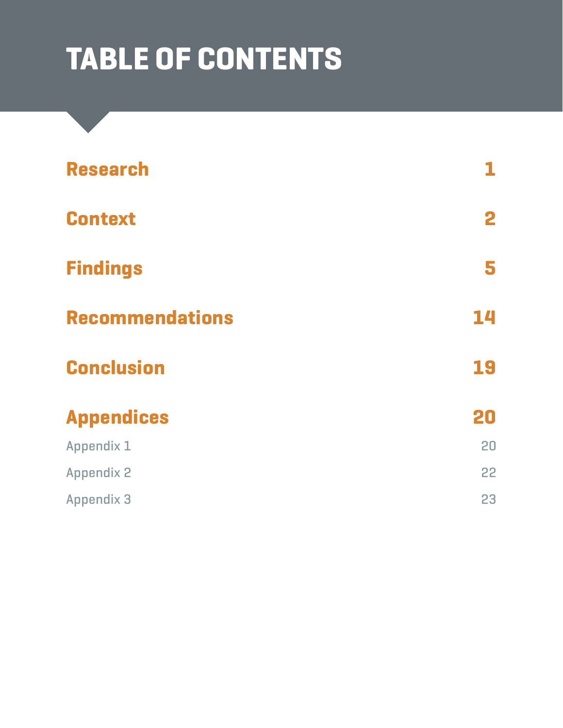# TABLE OF CONTENTS

| | |
|---|---|
| **Research** | **1** |
| **Context** | **2** |
| **Findings** | **5** |
| **Recommendations** | **14** |
| **Conclusion** | **19** |
| **Appendices** | **20** |
| Appendix 1 | 20 |
| Appendix 2 | 22 |
| Appendix 3 | 23 |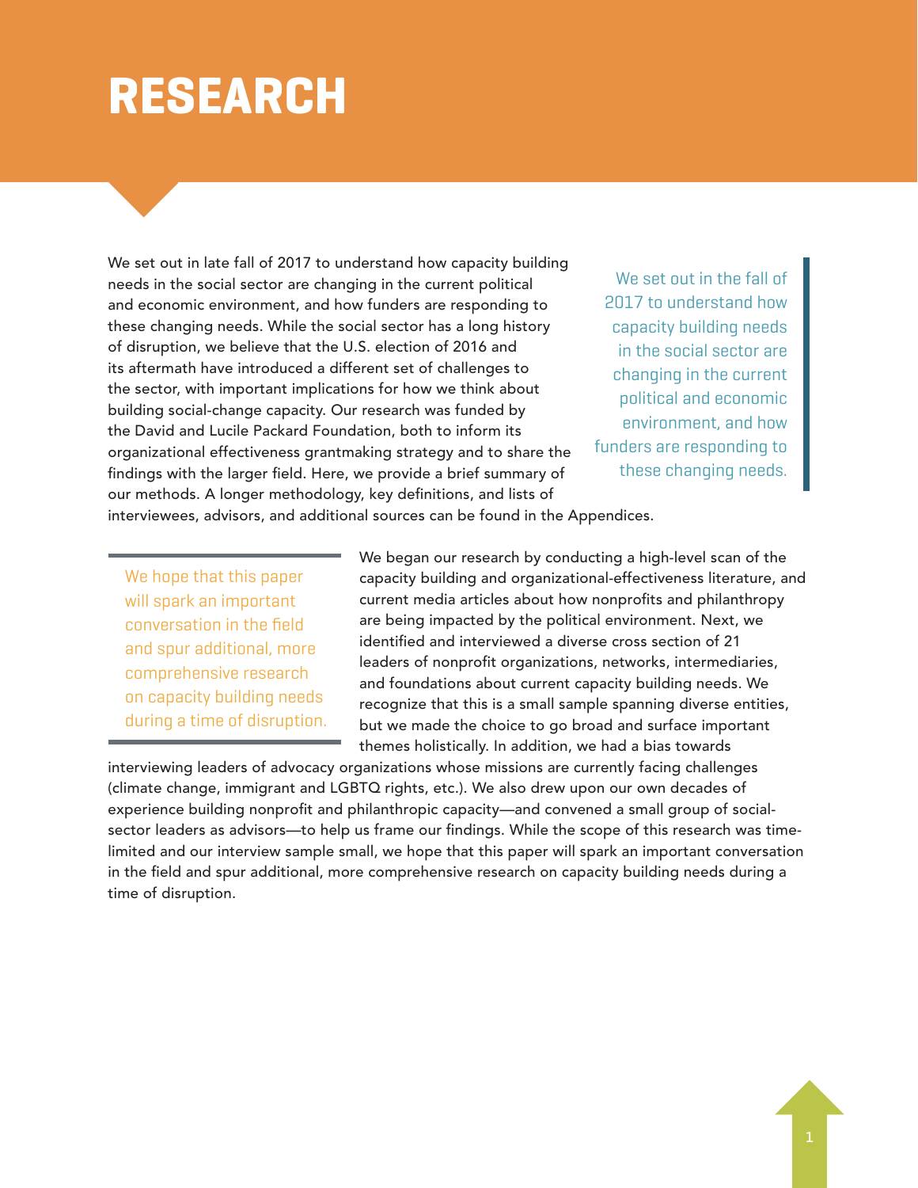# RESEARCH

We set out in late fall of 2017 to understand how capacity building needs in the social sector are changing in the current political and economic environment, and how funders are responding to these changing needs. While the social sector has a long history of disruption, we believe that the U.S. election of 2016 and its aftermath have introduced a different set of challenges to the sector, with important implications for how we think about building social-change capacity. Our research was funded by the David and Lucile Packard Foundation, both to inform its organizational effectiveness grantmaking strategy and to share the findings with the larger field. Here, we provide a brief summary of our methods. A longer methodology, key definitions, and lists of interviewees, advisors, and additional sources can be found in the Appendices.

> We set out in the fall of 2017 to understand how capacity building needs in the social sector are changing in the current political and economic environment, and how funders are responding to these changing needs.

We began our research by conducting a high-level scan of the capacity building and organizational-effectiveness literature, and current media articles about how nonprofits and philanthropy are being impacted by the political environment. Next, we identified and interviewed a diverse cross section of 21 leaders of nonprofit organizations, networks, intermediaries, and foundations about current capacity building needs. We recognize that this is a small sample spanning diverse entities, but we made the choice to go broad and surface important themes holistically. In addition, we had a bias towards interviewing leaders of advocacy organizations whose missions are currently facing challenges (climate change, immigrant and LGBTQ rights, etc.). We also drew upon our own decades of experience building nonprofit and philanthropic capacity—and convened a small group of social-sector leaders as advisors—to help us frame our findings. While the scope of this research was time-limited and our interview sample small, we hope that this paper will spark an important conversation in the field and spur additional, more comprehensive research on capacity building needs during a time of disruption.

> We hope that this paper will spark an important conversation in the field and spur additional, more comprehensive research on capacity building needs during a time of disruption.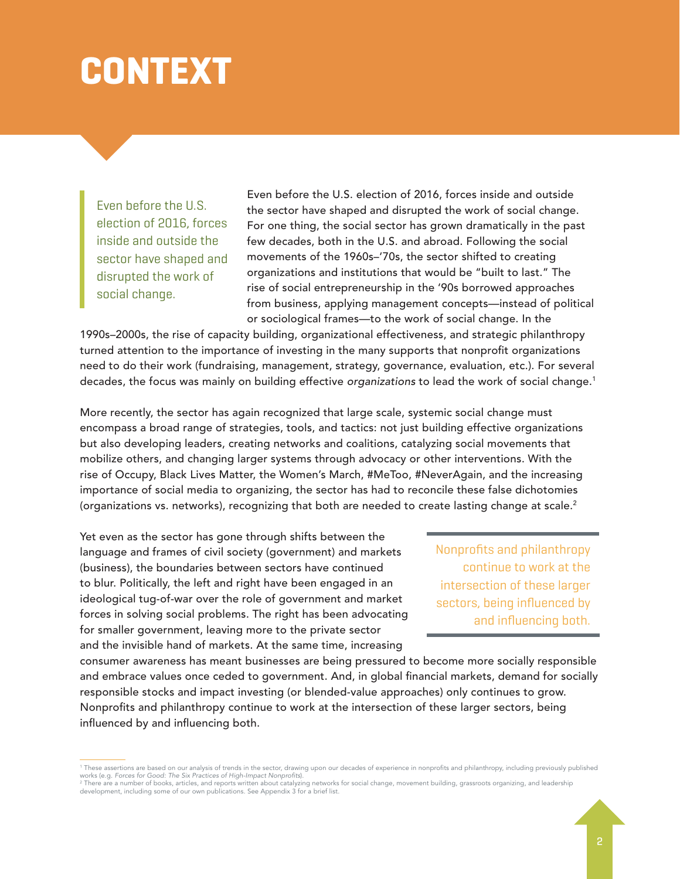# CONTEXT

> Even before the U.S. election of 2016, forces inside and outside the sector have shaped and disrupted the work of social change.

Even before the U.S. election of 2016, forces inside and outside the sector have shaped and disrupted the work of social change. For one thing, the social sector has grown dramatically in the past few decades, both in the U.S. and abroad. Following the social movements of the 1960s–'70s, the sector shifted to creating organizations and institutions that would be "built to last." The rise of social entrepreneurship in the '90s borrowed approaches from business, applying management concepts—instead of political or sociological frames—to the work of social change. In the 1990s–2000s, the rise of capacity building, organizational effectiveness, and strategic philanthropy turned attention to the importance of investing in the many supports that nonprofit organizations need to do their work (fundraising, management, strategy, governance, evaluation, etc.). For several decades, the focus was mainly on building effective *organizations* to lead the work of social change.[1]

More recently, the sector has again recognized that large scale, systemic social change must encompass a broad range of strategies, tools, and tactics: not just building effective organizations but also developing leaders, creating networks and coalitions, catalyzing social movements that mobilize others, and changing larger systems through advocacy or other interventions. With the rise of Occupy, Black Lives Matter, the Women's March, #MeToo, #NeverAgain, and the increasing importance of social media to organizing, the sector has had to reconcile these false dichotomies (organizations vs. networks), recognizing that both are needed to create lasting change at scale.[2]

> Nonprofits and philanthropy continue to work at the intersection of these larger sectors, being influenced by and influencing both.

Yet even as the sector has gone through shifts between the language and frames of civil society (government) and markets (business), the boundaries between sectors have continued to blur. Politically, the left and right have been engaged in an ideological tug-of-war over the role of government and market forces in solving social problems. The right has been advocating for smaller government, leaving more to the private sector and the invisible hand of markets. At the same time, increasing consumer awareness has meant businesses are being pressured to become more socially responsible and embrace values once ceded to government. And, in global financial markets, demand for socially responsible stocks and impact investing (or blended-value approaches) only continues to grow. Nonprofits and philanthropy continue to work at the intersection of these larger sectors, being influenced by and influencing both.

---

[1] These assertions are based on our analysis of trends in the sector, drawing upon our decades of experience in nonprofits and philanthropy, including previously published works (e.g. *Forces for Good: The Six Practices of High-Impact Nonprofits*).

[2] There are a number of books, articles, and reports written about catalyzing networks for social change, movement building, grassroots organizing, and leadership development, including some of our own publications. See Appendix 3 for a brief list.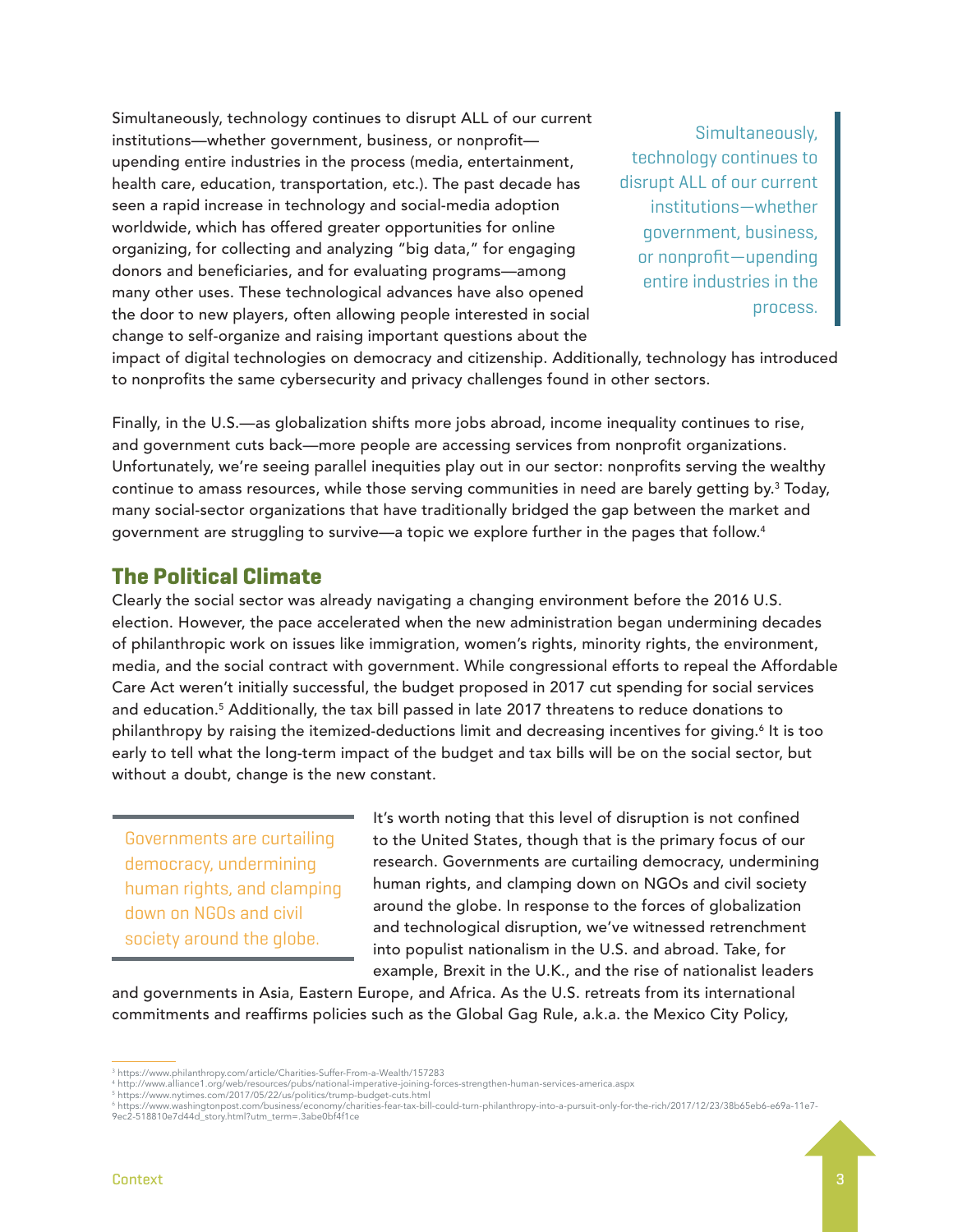Simultaneously, technology continues to disrupt ALL of our current institutions—whether government, business, or nonprofit—upending entire industries in the process (media, entertainment, health care, education, transportation, etc.). The past decade has seen a rapid increase in technology and social-media adoption worldwide, which has offered greater opportunities for online organizing, for collecting and analyzing "big data," for engaging donors and beneficiaries, and for evaluating programs—among many other uses. These technological advances have also opened the door to new players, often allowing people interested in social change to self-organize and raising important questions about the impact of digital technologies on democracy and citizenship. Additionally, technology has introduced to nonprofits the same cybersecurity and privacy challenges found in other sectors.

> Simultaneously, technology continues to disrupt ALL of our current institutions—whether government, business, or nonprofit—upending entire industries in the process.

Finally, in the U.S.—as globalization shifts more jobs abroad, income inequality continues to rise, and government cuts back—more people are accessing services from nonprofit organizations. Unfortunately, we're seeing parallel inequities play out in our sector: nonprofits serving the wealthy continue to amass resources, while those serving communities in need are barely getting by.[3] Today, many social-sector organizations that have traditionally bridged the gap between the market and government are struggling to survive—a topic we explore further in the pages that follow.[4]

## The Political Climate

Clearly the social sector was already navigating a changing environment before the 2016 U.S. election. However, the pace accelerated when the new administration began undermining decades of philanthropic work on issues like immigration, women's rights, minority rights, the environment, media, and the social contract with government. While congressional efforts to repeal the Affordable Care Act weren't initially successful, the budget proposed in 2017 cut spending for social services and education.[5] Additionally, the tax bill passed in late 2017 threatens to reduce donations to philanthropy by raising the itemized-deductions limit and decreasing incentives for giving.[6] It is too early to tell what the long-term impact of the budget and tax bills will be on the social sector, but without a doubt, change is the new constant.

> Governments are curtailing democracy, undermining human rights, and clamping down on NGOs and civil society around the globe.

It's worth noting that this level of disruption is not confined to the United States, though that is the primary focus of our research. Governments are curtailing democracy, undermining human rights, and clamping down on NGOs and civil society around the globe. In response to the forces of globalization and technological disruption, we've witnessed retrenchment into populist nationalism in the U.S. and abroad. Take, for example, Brexit in the U.K., and the rise of nationalist leaders and governments in Asia, Eastern Europe, and Africa. As the U.S. retreats from its international commitments and reaffirms policies such as the Global Gag Rule, a.k.a. the Mexico City Policy,

---

[3] https://www.philanthropy.com/article/Charities-Suffer-From-a-Wealth/157283
[4] http://www.alliance1.org/web/resources/pubs/national-imperative-joining-forces-strengthen-human-services-america.aspx
[5] https://www.nytimes.com/2017/05/22/us/politics/trump-budget-cuts.html
[6] https://www.washingtonpost.com/business/economy/charities-fear-tax-bill-could-turn-philanthropy-into-a-pursuit-only-for-the-rich/2017/12/23/38b65eb6-e69a-11e7-9ec2-518810e7d44d_story.html?utm_term=.3abe0bf4f1ce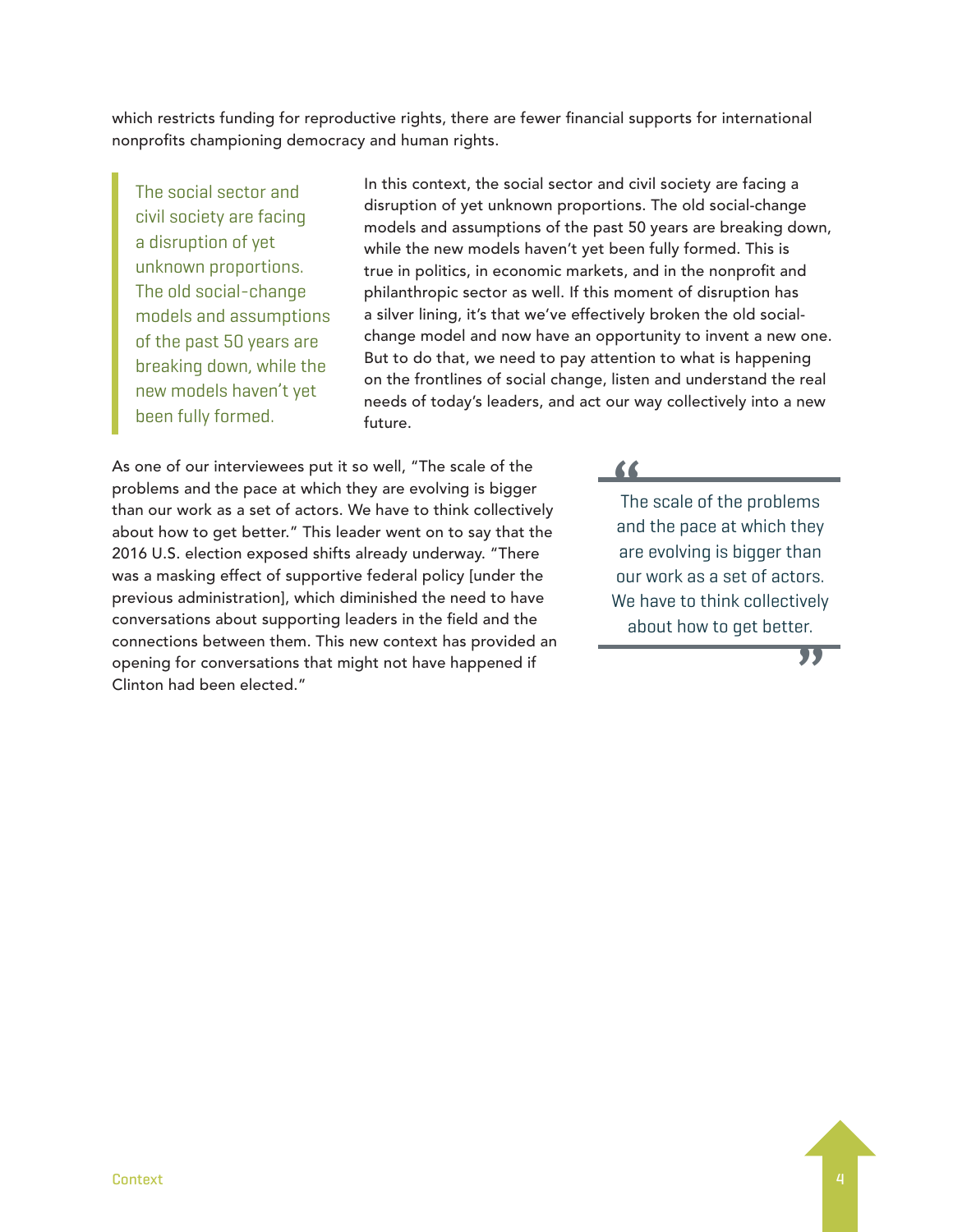which restricts funding for reproductive rights, there are fewer financial supports for international nonprofits championing democracy and human rights.

> The social sector and civil society are facing a disruption of yet unknown proportions. The old social-change models and assumptions of the past 50 years are breaking down, while the new models haven't yet been fully formed.

In this context, the social sector and civil society are facing a disruption of yet unknown proportions. The old social-change models and assumptions of the past 50 years are breaking down, while the new models haven't yet been fully formed. This is true in politics, in economic markets, and in the nonprofit and philanthropic sector as well. If this moment of disruption has a silver lining, it's that we've effectively broken the old social-change model and now have an opportunity to invent a new one. But to do that, we need to pay attention to what is happening on the frontlines of social change, listen and understand the real needs of today's leaders, and act our way collectively into a new future.

As one of our interviewees put it so well, "The scale of the problems and the pace at which they are evolving is bigger than our work as a set of actors. We have to think collectively about how to get better." This leader went on to say that the 2016 U.S. election exposed shifts already underway. "There was a masking effect of supportive federal policy [under the previous administration], which diminished the need to have conversations about supporting leaders in the field and the connections between them. This new context has provided an opening for conversations that might not have happened if Clinton had been elected."

> "The scale of the problems and the pace at which they are evolving is bigger than our work as a set of actors. We have to think collectively about how to get better."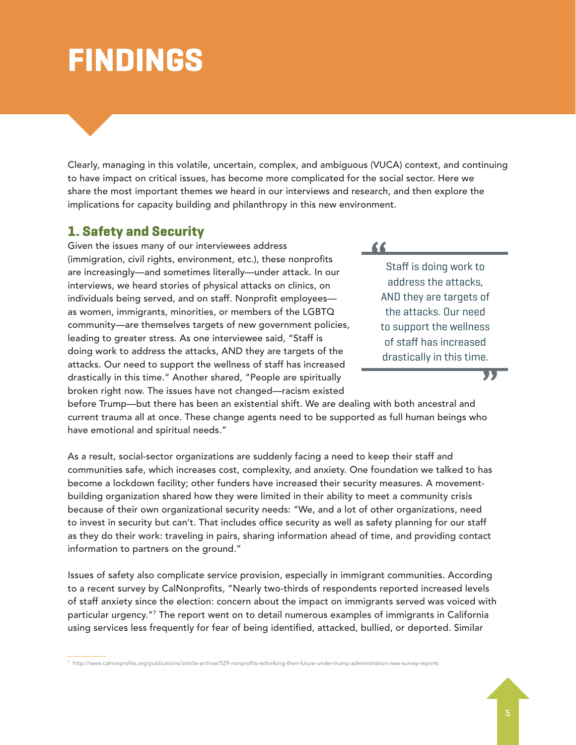# FINDINGS

Clearly, managing in this volatile, uncertain, complex, and ambiguous (VUCA) context, and continuing to have impact on critical issues, has become more complicated for the social sector. Here we share the most important themes we heard in our interviews and research, and then explore the implications for capacity building and philanthropy in this new environment.

## 1. Safety and Security

Given the issues many of our interviewees address (immigration, civil rights, environment, etc.), these nonprofits are increasingly—and sometimes literally—under attack. In our interviews, we heard stories of physical attacks on clinics, on individuals being served, and on staff. Nonprofit employees—as women, immigrants, minorities, or members of the LGBTQ community—are themselves targets of new government policies, leading to greater stress. As one interviewee said, "Staff is doing work to address the attacks, AND they are targets of the attacks. Our need to support the wellness of staff has increased drastically in this time." Another shared, "People are spiritually broken right now. The issues have not changed—racism existed before Trump—but there has been an existential shift. We are dealing with both ancestral and current trauma all at once. These change agents need to be supported as full human beings who have emotional and spiritual needs."

> "Staff is doing work to address the attacks, AND they are targets of the attacks. Our need to support the wellness of staff has increased drastically in this time."

As a result, social-sector organizations are suddenly facing a need to keep their staff and communities safe, which increases cost, complexity, and anxiety. One foundation we talked to has become a lockdown facility; other funders have increased their security measures. A movement-building organization shared how they were limited in their ability to meet a community crisis because of their own organizational security needs: "We, and a lot of other organizations, need to invest in security but can't. That includes office security as well as safety planning for our staff as they do their work: traveling in pairs, sharing information ahead of time, and providing contact information to partners on the ground."

Issues of safety also complicate service provision, especially in immigrant communities. According to a recent survey by CalNonprofits, "Nearly two-thirds of respondents reported increased levels of staff anxiety since the election: concern about the impact on immigrants served was voiced with particular urgency."[7] The report went on to detail numerous examples of immigrants in California using services less frequently for fear of being identified, attacked, bullied, or deported. Similar

[7] http://www.calnonprofits.org/publications/article-archive/529-nonprofits-rethinking-their-future-under-trump-administration-new-survey-reports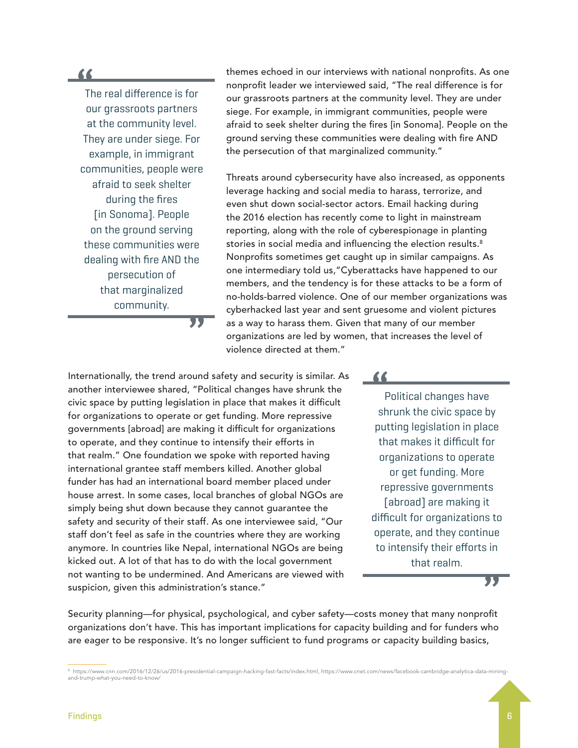> The real difference is for our grassroots partners at the community level. They are under siege. For example, in immigrant communities, people were afraid to seek shelter during the fires [in Sonoma]. People on the ground serving these communities were dealing with fire AND the persecution of that marginalized community.

themes echoed in our interviews with national nonprofits. As one nonprofit leader we interviewed said, "The real difference is for our grassroots partners at the community level. They are under siege. For example, in immigrant communities, people were afraid to seek shelter during the fires [in Sonoma]. People on the ground serving these communities were dealing with fire AND the persecution of that marginalized community."

Threats around cybersecurity have also increased, as opponents leverage hacking and social media to harass, terrorize, and even shut down social-sector actors. Email hacking during the 2016 election has recently come to light in mainstream reporting, along with the role of cyberespionage in planting stories in social media and influencing the election results.[8] Nonprofits sometimes get caught up in similar campaigns. As one intermediary told us,"Cyberattacks have happened to our members, and the tendency is for these attacks to be a form of no-holds-barred violence. One of our member organizations was cyberhacked last year and sent gruesome and violent pictures as a way to harass them. Given that many of our member organizations are led by women, that increases the level of violence directed at them."

Internationally, the trend around safety and security is similar. As another interviewee shared, "Political changes have shrunk the civic space by putting legislation in place that makes it difficult for organizations to operate or get funding. More repressive governments [abroad] are making it difficult for organizations to operate, and they continue to intensify their efforts in that realm." One foundation we spoke with reported having international grantee staff members killed. Another global funder has had an international board member placed under house arrest. In some cases, local branches of global NGOs are simply being shut down because they cannot guarantee the safety and security of their staff. As one interviewee said, "Our staff don't feel as safe in the countries where they are working anymore. In countries like Nepal, international NGOs are being kicked out. A lot of that has to do with the local government not wanting to be undermined. And Americans are viewed with suspicion, given this administration's stance."

> Political changes have shrunk the civic space by putting legislation in place that makes it difficult for organizations to operate or get funding. More repressive governments [abroad] are making it difficult for organizations to operate, and they continue to intensify their efforts in that realm.

Security planning—for physical, psychological, and cyber safety—costs money that many nonprofit organizations don't have. This has important implications for capacity building and for funders who are eager to be responsive. It's no longer sufficient to fund programs or capacity building basics,

---

[8] https://www.cnn.com/2016/12/26/us/2016-presidential-campaign-hacking-fast-facts/index.html, https://www.cnet.com/news/facebook-cambridge-analytica-data-mining-and-trump-what-you-need-to-know/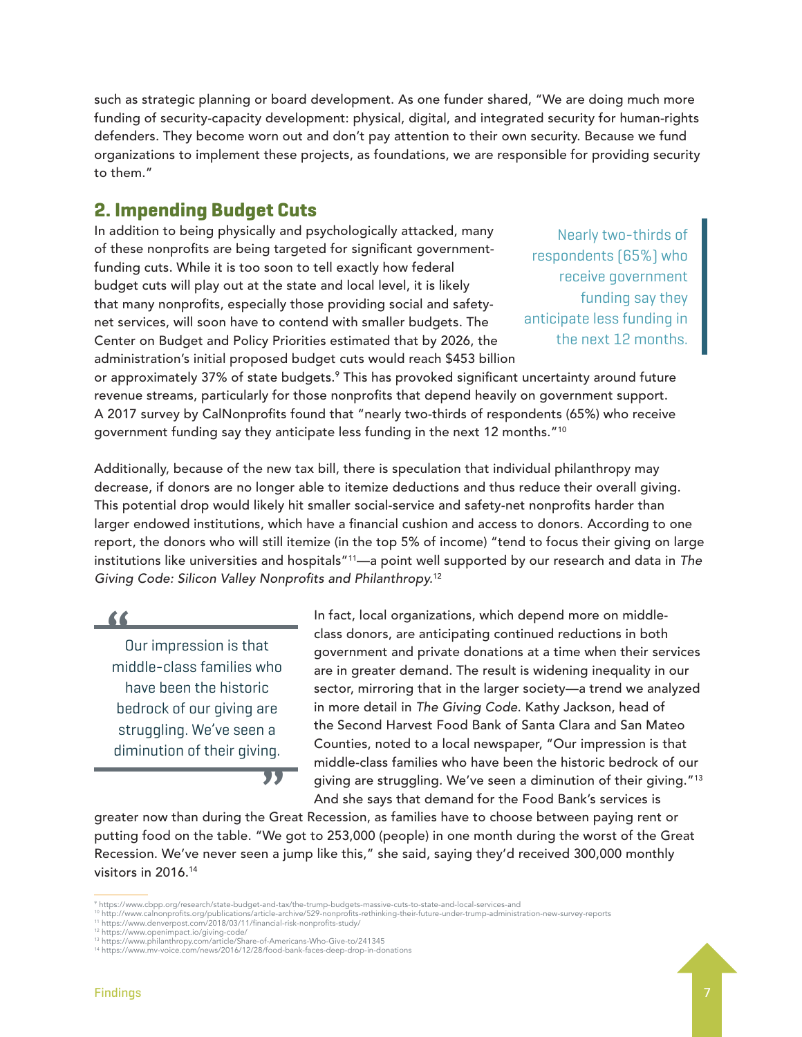such as strategic planning or board development. As one funder shared, "We are doing much more funding of security-capacity development: physical, digital, and integrated security for human-rights defenders. They become worn out and don't pay attention to their own security. Because we fund organizations to implement these projects, as foundations, we are responsible for providing security to them."

## 2. Impending Budget Cuts

In addition to being physically and psychologically attacked, many of these nonprofits are being targeted for significant government-funding cuts. While it is too soon to tell exactly how federal budget cuts will play out at the state and local level, it is likely that many nonprofits, especially those providing social and safety-net services, will soon have to contend with smaller budgets. The Center on Budget and Policy Priorities estimated that by 2026, the administration's initial proposed budget cuts would reach $453 billion or approximately 37% of state budgets.[9] This has provoked significant uncertainty around future revenue streams, particularly for those nonprofits that depend heavily on government support. A 2017 survey by CalNonprofits found that "nearly two-thirds of respondents (65%) who receive government funding say they anticipate less funding in the next 12 months."[10]

> Nearly two-thirds of respondents (65%) who receive government funding say they anticipate less funding in the next 12 months.

Additionally, because of the new tax bill, there is speculation that individual philanthropy may decrease, if donors are no longer able to itemize deductions and thus reduce their overall giving. This potential drop would likely hit smaller social-service and safety-net nonprofits harder than larger endowed institutions, which have a financial cushion and access to donors. According to one report, the donors who will still itemize (in the top 5% of income) "tend to focus their giving on large institutions like universities and hospitals"[11]—a point well supported by our research and data in *The Giving Code: Silicon Valley Nonprofits and Philanthropy*.[12]

> "Our impression is that middle-class families who have been the historic bedrock of our giving are struggling. We've seen a diminution of their giving."

In fact, local organizations, which depend more on middle-class donors, are anticipating continued reductions in both government and private donations at a time when their services are in greater demand. The result is widening inequality in our sector, mirroring that in the larger society—a trend we analyzed in more detail in *The Giving Code*. Kathy Jackson, head of the Second Harvest Food Bank of Santa Clara and San Mateo Counties, noted to a local newspaper, "Our impression is that middle-class families who have been the historic bedrock of our giving are struggling. We've seen a diminution of their giving."[13] And she says that demand for the Food Bank's services is greater now than during the Great Recession, as families have to choose between paying rent or putting food on the table. "We got to 253,000 (people) in one month during the worst of the Great Recession. We've never seen a jump like this," she said, saying they'd received 300,000 monthly visitors in 2016.[14]

---

[9] https://www.cbpp.org/research/state-budget-and-tax/the-trump-budgets-massive-cuts-to-state-and-local-services-and
[10] http://www.calnonprofits.org/publications/article-archive/529-nonprofits-rethinking-their-future-under-trump-administration-new-survey-reports
[11] https://www.denverpost.com/2018/03/11/financial-risk-nonprofits-study/
[12] https://www.openimpact.io/giving-code/
[13] https://www.philanthropy.com/article/Share-of-Americans-Who-Give-to/241345
[14] https://www.mv-voice.com/news/2016/12/28/food-bank-faces-deep-drop-in-donations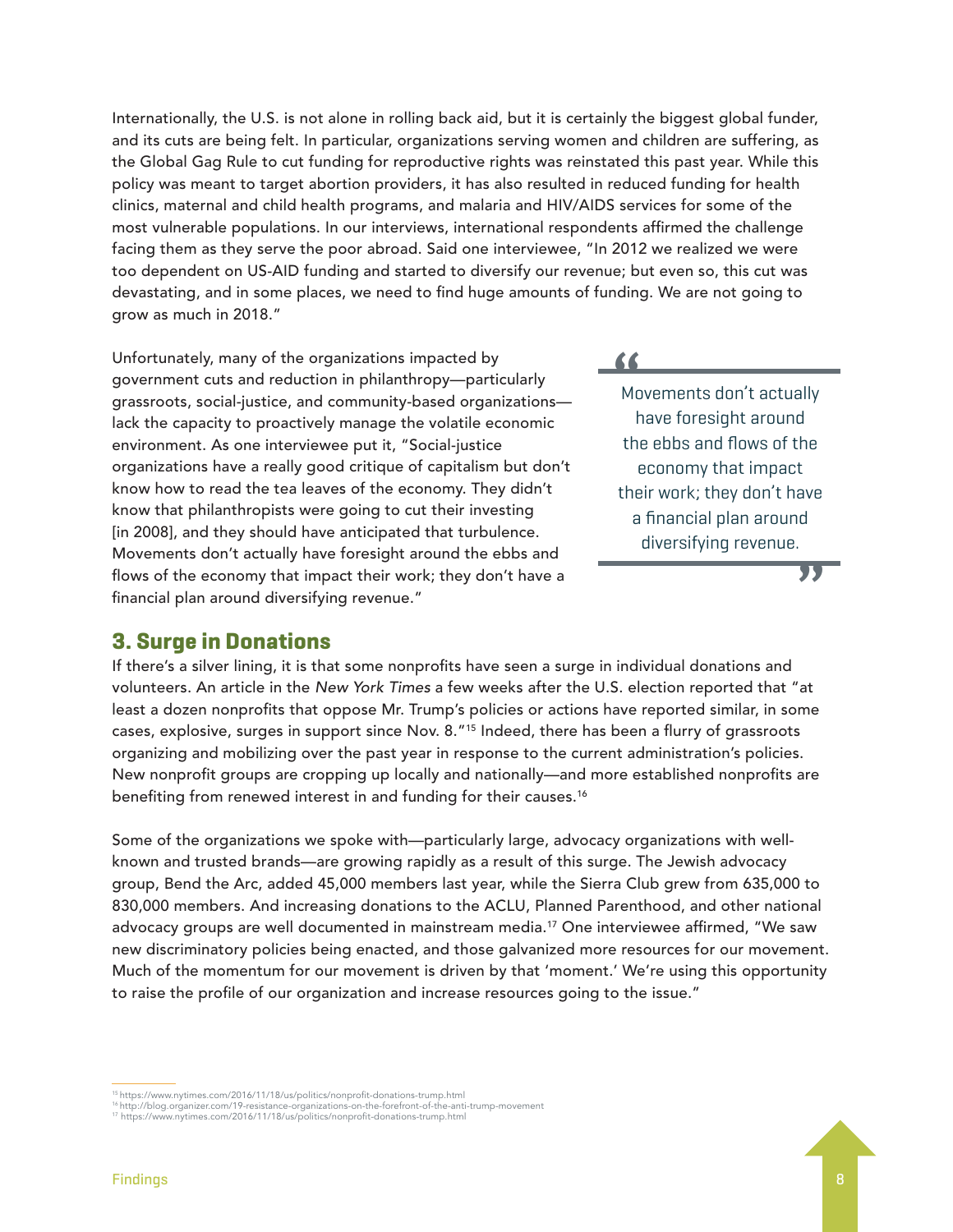Internationally, the U.S. is not alone in rolling back aid, but it is certainly the biggest global funder, and its cuts are being felt. In particular, organizations serving women and children are suffering, as the Global Gag Rule to cut funding for reproductive rights was reinstated this past year. While this policy was meant to target abortion providers, it has also resulted in reduced funding for health clinics, maternal and child health programs, and malaria and HIV/AIDS services for some of the most vulnerable populations. In our interviews, international respondents affirmed the challenge facing them as they serve the poor abroad. Said one interviewee, "In 2012 we realized we were too dependent on US-AID funding and started to diversify our revenue; but even so, this cut was devastating, and in some places, we need to find huge amounts of funding. We are not going to grow as much in 2018."

Unfortunately, many of the organizations impacted by government cuts and reduction in philanthropy—particularly grassroots, social-justice, and community-based organizations—lack the capacity to proactively manage the volatile economic environment. As one interviewee put it, "Social-justice organizations have a really good critique of capitalism but don't know how to read the tea leaves of the economy. They didn't know that philanthropists were going to cut their investing [in 2008], and they should have anticipated that turbulence. Movements don't actually have foresight around the ebbs and flows of the economy that impact their work; they don't have a financial plan around diversifying revenue."

> "Movements don't actually have foresight around the ebbs and flows of the economy that impact their work; they don't have a financial plan around diversifying revenue."

## 3. Surge in Donations

If there's a silver lining, it is that some nonprofits have seen a surge in individual donations and volunteers. An article in the *New York Times* a few weeks after the U.S. election reported that "at least a dozen nonprofits that oppose Mr. Trump's policies or actions have reported similar, in some cases, explosive, surges in support since Nov. 8."[15] Indeed, there has been a flurry of grassroots organizing and mobilizing over the past year in response to the current administration's policies. New nonprofit groups are cropping up locally and nationally—and more established nonprofits are benefiting from renewed interest in and funding for their causes.[16]

Some of the organizations we spoke with—particularly large, advocacy organizations with well-known and trusted brands—are growing rapidly as a result of this surge. The Jewish advocacy group, Bend the Arc, added 45,000 members last year, while the Sierra Club grew from 635,000 to 830,000 members. And increasing donations to the ACLU, Planned Parenthood, and other national advocacy groups are well documented in mainstream media.[17] One interviewee affirmed, "We saw new discriminatory policies being enacted, and those galvanized more resources for our movement. Much of the momentum for our movement is driven by that 'moment.' We're using this opportunity to raise the profile of our organization and increase resources going to the issue."

---

[15] https://www.nytimes.com/2016/11/18/us/politics/nonprofit-donations-trump.html
[16] http://blog.organizer.com/19-resistance-organizations-on-the-forefront-of-the-anti-trump-movement
[17] https://www.nytimes.com/2016/11/18/us/politics/nonprofit-donations-trump.html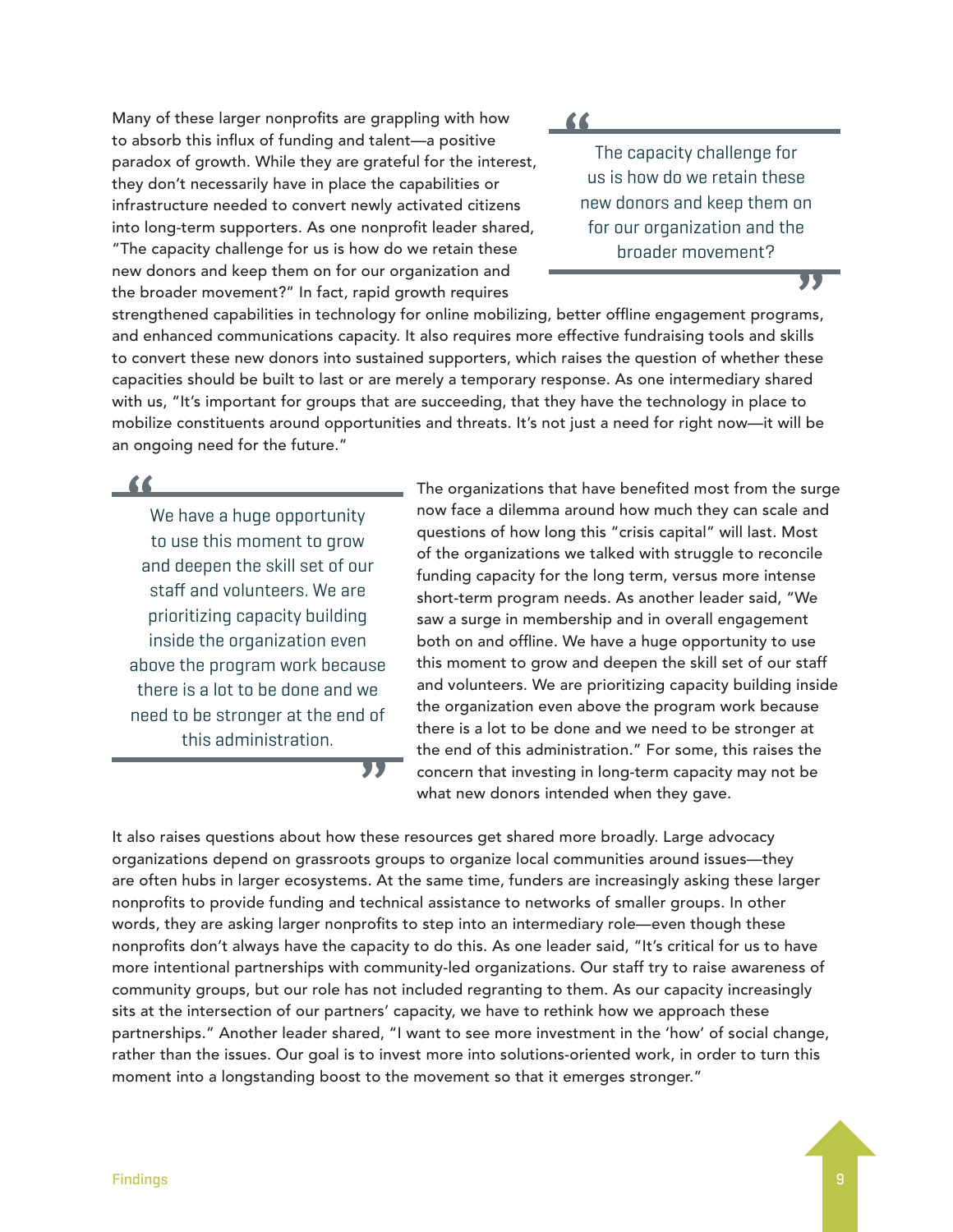Many of these larger nonprofits are grappling with how to absorb this influx of funding and talent—a positive paradox of growth. While they are grateful for the interest, they don't necessarily have in place the capabilities or infrastructure needed to convert newly activated citizens into long-term supporters. As one nonprofit leader shared, "The capacity challenge for us is how do we retain these new donors and keep them on for our organization and the broader movement?" In fact, rapid growth requires strengthened capabilities in technology for online mobilizing, better offline engagement programs, and enhanced communications capacity. It also requires more effective fundraising tools and skills to convert these new donors into sustained supporters, which raises the question of whether these capacities should be built to last or are merely a temporary response. As one intermediary shared with us, "It's important for groups that are succeeding, that they have the technology in place to mobilize constituents around opportunities and threats. It's not just a need for right now—it will be an ongoing need for the future."

> "The capacity challenge for us is how do we retain these new donors and keep them on for our organization and the broader movement?"

The organizations that have benefited most from the surge now face a dilemma around how much they can scale and questions of how long this "crisis capital" will last. Most of the organizations we talked with struggle to reconcile funding capacity for the long term, versus more intense short-term program needs. As another leader said, "We saw a surge in membership and in overall engagement both on and offline. We have a huge opportunity to use this moment to grow and deepen the skill set of our staff and volunteers. We are prioritizing capacity building inside the organization even above the program work because there is a lot to be done and we need to be stronger at the end of this administration." For some, this raises the concern that investing in long-term capacity may not be what new donors intended when they gave.

> "We have a huge opportunity to use this moment to grow and deepen the skill set of our staff and volunteers. We are prioritizing capacity building inside the organization even above the program work because there is a lot to be done and we need to be stronger at the end of this administration."

It also raises questions about how these resources get shared more broadly. Large advocacy organizations depend on grassroots groups to organize local communities around issues—they are often hubs in larger ecosystems. At the same time, funders are increasingly asking these larger nonprofits to provide funding and technical assistance to networks of smaller groups. In other words, they are asking larger nonprofits to step into an intermediary role—even though these nonprofits don't always have the capacity to do this. As one leader said, "It's critical for us to have more intentional partnerships with community-led organizations. Our staff try to raise awareness of community groups, but our role has not included regranting to them. As our capacity increasingly sits at the intersection of our partners' capacity, we have to rethink how we approach these partnerships." Another leader shared, "I want to see more investment in the 'how' of social change, rather than the issues. Our goal is to invest more into solutions-oriented work, in order to turn this moment into a longstanding boost to the movement so that it emerges stronger."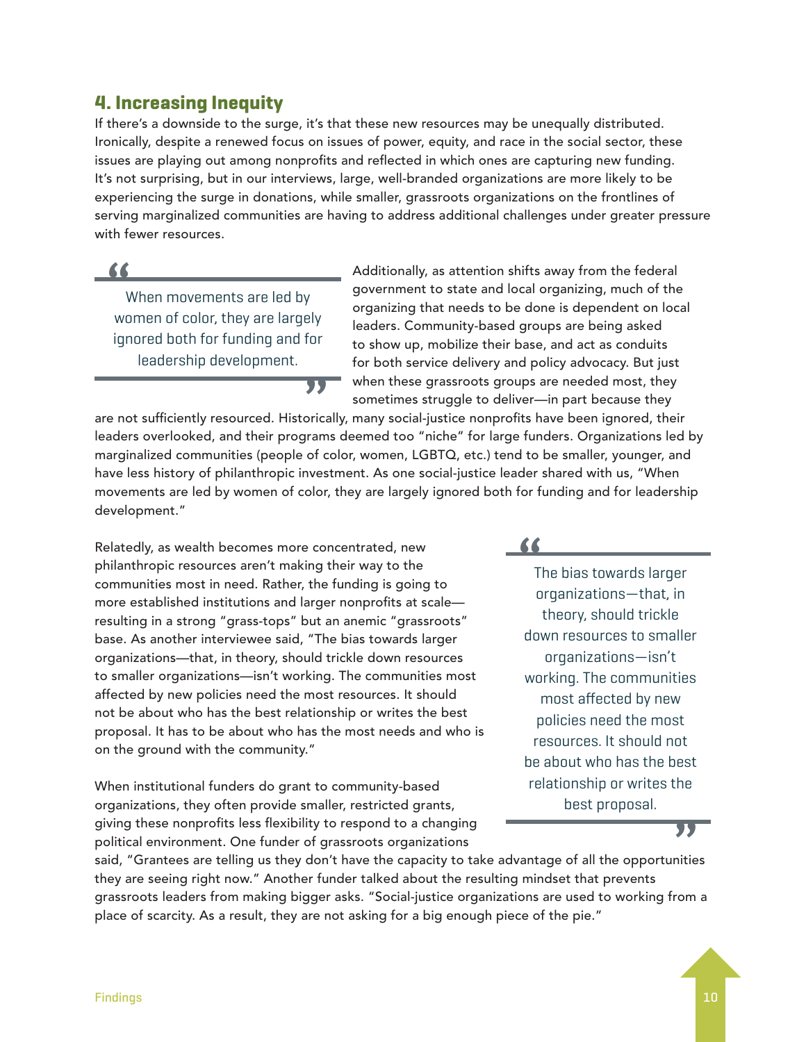## 4. Increasing Inequity

If there's a downside to the surge, it's that these new resources may be unequally distributed. Ironically, despite a renewed focus on issues of power, equity, and race in the social sector, these issues are playing out among nonprofits and reflected in which ones are capturing new funding. It's not surprising, but in our interviews, large, well-branded organizations are more likely to be experiencing the surge in donations, while smaller, grassroots organizations on the frontlines of serving marginalized communities are having to address additional challenges under greater pressure with fewer resources.

> When movements are led by women of color, they are largely ignored both for funding and for leadership development.

Additionally, as attention shifts away from the federal government to state and local organizing, much of the organizing that needs to be done is dependent on local leaders. Community-based groups are being asked to show up, mobilize their base, and act as conduits for both service delivery and policy advocacy. But just when these grassroots groups are needed most, they sometimes struggle to deliver—in part because they are not sufficiently resourced. Historically, many social-justice nonprofits have been ignored, their leaders overlooked, and their programs deemed too "niche" for large funders. Organizations led by marginalized communities (people of color, women, LGBTQ, etc.) tend to be smaller, younger, and have less history of philanthropic investment. As one social-justice leader shared with us, "When movements are led by women of color, they are largely ignored both for funding and for leadership development."

Relatedly, as wealth becomes more concentrated, new philanthropic resources aren't making their way to the communities most in need. Rather, the funding is going to more established institutions and larger nonprofits at scale—resulting in a strong "grass-tops" but an anemic "grassroots" base. As another interviewee said, "The bias towards larger organizations—that, in theory, should trickle down resources to smaller organizations—isn't working. The communities most affected by new policies need the most resources. It should not be about who has the best relationship or writes the best proposal. It has to be about who has the most needs and who is on the ground with the community."

> The bias towards larger organizations—that, in theory, should trickle down resources to smaller organizations—isn't working. The communities most affected by new policies need the most resources. It should not be about who has the best relationship or writes the best proposal.

When institutional funders do grant to community-based organizations, they often provide smaller, restricted grants, giving these nonprofits less flexibility to respond to a changing political environment. One funder of grassroots organizations said, "Grantees are telling us they don't have the capacity to take advantage of all the opportunities they are seeing right now." Another funder talked about the resulting mindset that prevents grassroots leaders from making bigger asks. "Social-justice organizations are used to working from a place of scarcity. As a result, they are not asking for a big enough piece of the pie."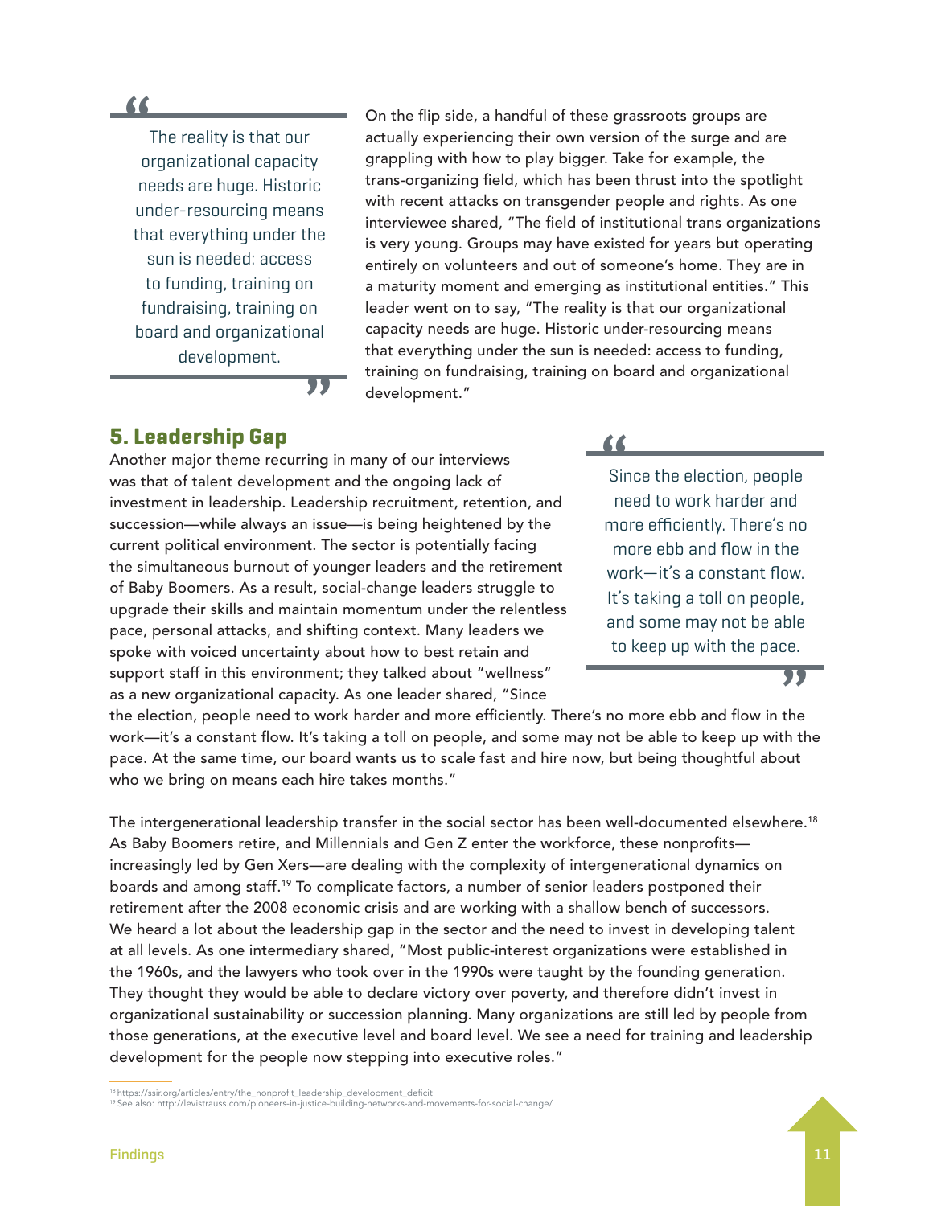> The reality is that our organizational capacity needs are huge. Historic under-resourcing means that everything under the sun is needed: access to funding, training on fundraising, training on board and organizational development.

On the flip side, a handful of these grassroots groups are actually experiencing their own version of the surge and are grappling with how to play bigger. Take for example, the trans-organizing field, which has been thrust into the spotlight with recent attacks on transgender people and rights. As one interviewee shared, "The field of institutional trans organizations is very young. Groups may have existed for years but operating entirely on volunteers and out of someone's home. They are in a maturity moment and emerging as institutional entities." This leader went on to say, "The reality is that our organizational capacity needs are huge. Historic under-resourcing means that everything under the sun is needed: access to funding, training on fundraising, training on board and organizational development."

## 5. Leadership Gap

Another major theme recurring in many of our interviews was that of talent development and the ongoing lack of investment in leadership. Leadership recruitment, retention, and succession—while always an issue—is being heightened by the current political environment. The sector is potentially facing the simultaneous burnout of younger leaders and the retirement of Baby Boomers. As a result, social-change leaders struggle to upgrade their skills and maintain momentum under the relentless pace, personal attacks, and shifting context. Many leaders we spoke with voiced uncertainty about how to best retain and support staff in this environment; they talked about "wellness" as a new organizational capacity. As one leader shared, "Since the election, people need to work harder and more efficiently. There's no more ebb and flow in the work—it's a constant flow. It's taking a toll on people, and some may not be able to keep up with the pace. At the same time, our board wants us to scale fast and hire now, but being thoughtful about who we bring on means each hire takes months."

> Since the election, people need to work harder and more efficiently. There's no more ebb and flow in the work—it's a constant flow. It's taking a toll on people, and some may not be able to keep up with the pace.

The intergenerational leadership transfer in the social sector has been well-documented elsewhere.[18] As Baby Boomers retire, and Millennials and Gen Z enter the workforce, these nonprofits—increasingly led by Gen Xers—are dealing with the complexity of intergenerational dynamics on boards and among staff.[19] To complicate factors, a number of senior leaders postponed their retirement after the 2008 economic crisis and are working with a shallow bench of successors. We heard a lot about the leadership gap in the sector and the need to invest in developing talent at all levels. As one intermediary shared, "Most public-interest organizations were established in the 1960s, and the lawyers who took over in the 1990s were taught by the founding generation. They thought they would be able to declare victory over poverty, and therefore didn't invest in organizational sustainability or succession planning. Many organizations are still led by people from those generations, at the executive level and board level. We see a need for training and leadership development for the people now stepping into executive roles."

[18] https://ssir.org/articles/entry/the_nonprofit_leadership_development_deficit

[19] See also: http://levistrauss.com/pioneers-in-justice-building-networks-and-movements-for-social-change/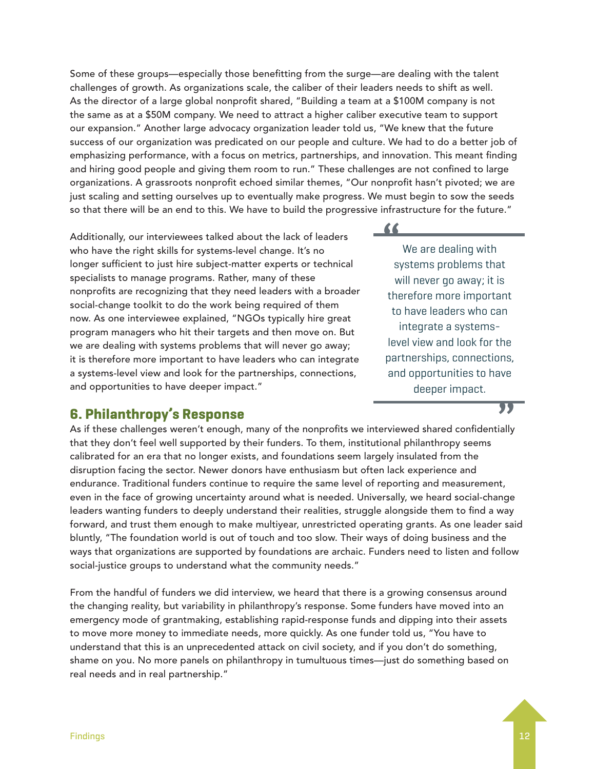Some of these groups—especially those benefitting from the surge—are dealing with the talent challenges of growth. As organizations scale, the caliber of their leaders needs to shift as well. As the director of a large global nonprofit shared, "Building a team at a $100M company is not the same as at a $50M company. We need to attract a higher caliber executive team to support our expansion." Another large advocacy organization leader told us, "We knew that the future success of our organization was predicated on our people and culture. We had to do a better job of emphasizing performance, with a focus on metrics, partnerships, and innovation. This meant finding and hiring good people and giving them room to run." These challenges are not confined to large organizations. A grassroots nonprofit echoed similar themes, "Our nonprofit hasn't pivoted; we are just scaling and setting ourselves up to eventually make progress. We must begin to sow the seeds so that there will be an end to this. We have to build the progressive infrastructure for the future."

Additionally, our interviewees talked about the lack of leaders who have the right skills for systems-level change. It's no longer sufficient to just hire subject-matter experts or technical specialists to manage programs. Rather, many of these nonprofits are recognizing that they need leaders with a broader social-change toolkit to do the work being required of them now. As one interviewee explained, "NGOs typically hire great program managers who hit their targets and then move on. But we are dealing with systems problems that will never go away; it is therefore more important to have leaders who can integrate a systems-level view and look for the partnerships, connections, and opportunities to have deeper impact."

> "We are dealing with systems problems that will never go away; it is therefore more important to have leaders who can integrate a systems-level view and look for the partnerships, connections, and opportunities to have deeper impact."

## 6. Philanthropy's Response

As if these challenges weren't enough, many of the nonprofits we interviewed shared confidentially that they don't feel well supported by their funders. To them, institutional philanthropy seems calibrated for an era that no longer exists, and foundations seem largely insulated from the disruption facing the sector. Newer donors have enthusiasm but often lack experience and endurance. Traditional funders continue to require the same level of reporting and measurement, even in the face of growing uncertainty around what is needed. Universally, we heard social-change leaders wanting funders to deeply understand their realities, struggle alongside them to find a way forward, and trust them enough to make multiyear, unrestricted operating grants. As one leader said bluntly, "The foundation world is out of touch and too slow. Their ways of doing business and the ways that organizations are supported by foundations are archaic. Funders need to listen and follow social-justice groups to understand what the community needs."

From the handful of funders we did interview, we heard that there is a growing consensus around the changing reality, but variability in philanthropy's response. Some funders have moved into an emergency mode of grantmaking, establishing rapid-response funds and dipping into their assets to move more money to immediate needs, more quickly. As one funder told us, "You have to understand that this is an unprecedented attack on civil society, and if you don't do something, shame on you. No more panels on philanthropy in tumultuous times—just do something based on real needs and in real partnership."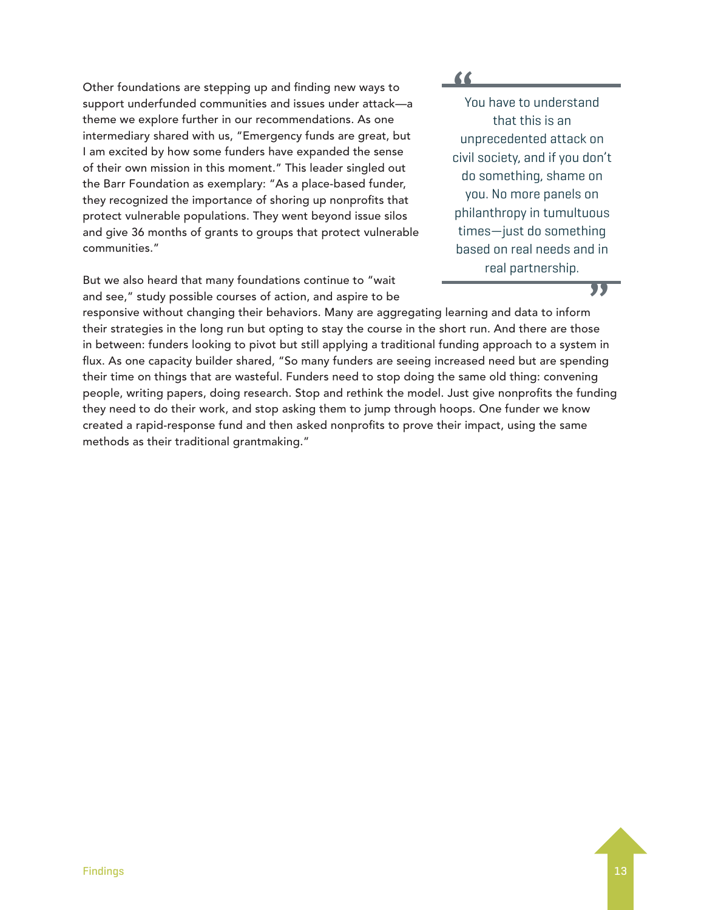Other foundations are stepping up and finding new ways to support underfunded communities and issues under attack—a theme we explore further in our recommendations. As one intermediary shared with us, "Emergency funds are great, but I am excited by how some funders have expanded the sense of their own mission in this moment." This leader singled out the Barr Foundation as exemplary: "As a place-based funder, they recognized the importance of shoring up nonprofits that protect vulnerable populations. They went beyond issue silos and give 36 months of grants to groups that protect vulnerable communities."

> You have to understand that this is an unprecedented attack on civil society, and if you don't do something, shame on you. No more panels on philanthropy in tumultuous times—just do something based on real needs and in real partnership.

But we also heard that many foundations continue to "wait and see," study possible courses of action, and aspire to be responsive without changing their behaviors. Many are aggregating learning and data to inform their strategies in the long run but opting to stay the course in the short run. And there are those in between: funders looking to pivot but still applying a traditional funding approach to a system in flux. As one capacity builder shared, "So many funders are seeing increased need but are spending their time on things that are wasteful. Funders need to stop doing the same old thing: convening people, writing papers, doing research. Stop and rethink the model. Just give nonprofits the funding they need to do their work, and stop asking them to jump through hoops. One funder we know created a rapid-response fund and then asked nonprofits to prove their impact, using the same methods as their traditional grantmaking."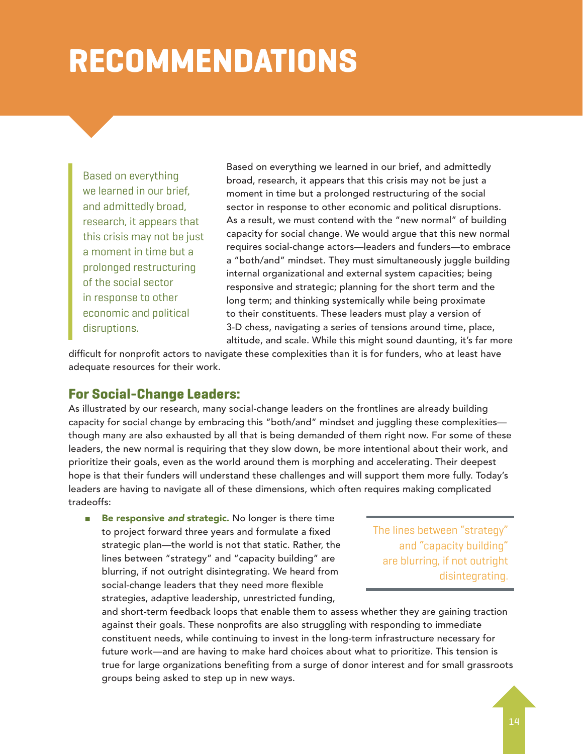# RECOMMENDATIONS

> Based on everything we learned in our brief, and admittedly broad, research, it appears that this crisis may not be just a moment in time but a prolonged restructuring of the social sector in response to other economic and political disruptions.

Based on everything we learned in our brief, and admittedly broad, research, it appears that this crisis may not be just a moment in time but a prolonged restructuring of the social sector in response to other economic and political disruptions. As a result, we must contend with the "new normal" of building capacity for social change. We would argue that this new normal requires social-change actors—leaders and funders—to embrace a "both/and" mindset. They must simultaneously juggle building internal organizational and external system capacities; being responsive and strategic; planning for the short term and the long term; and thinking systemically while being proximate to their constituents. These leaders must play a version of 3-D chess, navigating a series of tensions around time, place, altitude, and scale. While this might sound daunting, it's far more difficult for nonprofit actors to navigate these complexities than it is for funders, who at least have adequate resources for their work.

## For Social-Change Leaders:

As illustrated by our research, many social-change leaders on the frontlines are already building capacity for social change by embracing this "both/and" mindset and juggling these complexities—though many are also exhausted by all that is being demanded of them right now. For some of these leaders, the new normal is requiring that they slow down, be more intentional about their work, and prioritize their goals, even as the world around them is morphing and accelerating. Their deepest hope is that their funders will understand these challenges and will support them more fully. Today's leaders are having to navigate all of these dimensions, which often requires making complicated tradeoffs:

- **Be responsive *and* strategic.** No longer is there time to project forward three years and formulate a fixed strategic plan—the world is not that static. Rather, the lines between "strategy" and "capacity building" are blurring, if not outright disintegrating. We heard from social-change leaders that they need more flexible strategies, adaptive leadership, unrestricted funding, and short-term feedback loops that enable them to assess whether they are gaining traction against their goals. These nonprofits are also struggling with responding to immediate constituent needs, while continuing to invest in the long-term infrastructure necessary for future work—and are having to make hard choices about what to prioritize. This tension is true for large organizations benefiting from a surge of donor interest and for small grassroots groups being asked to step up in new ways.

> The lines between "strategy" and "capacity building" are blurring, if not outright disintegrating.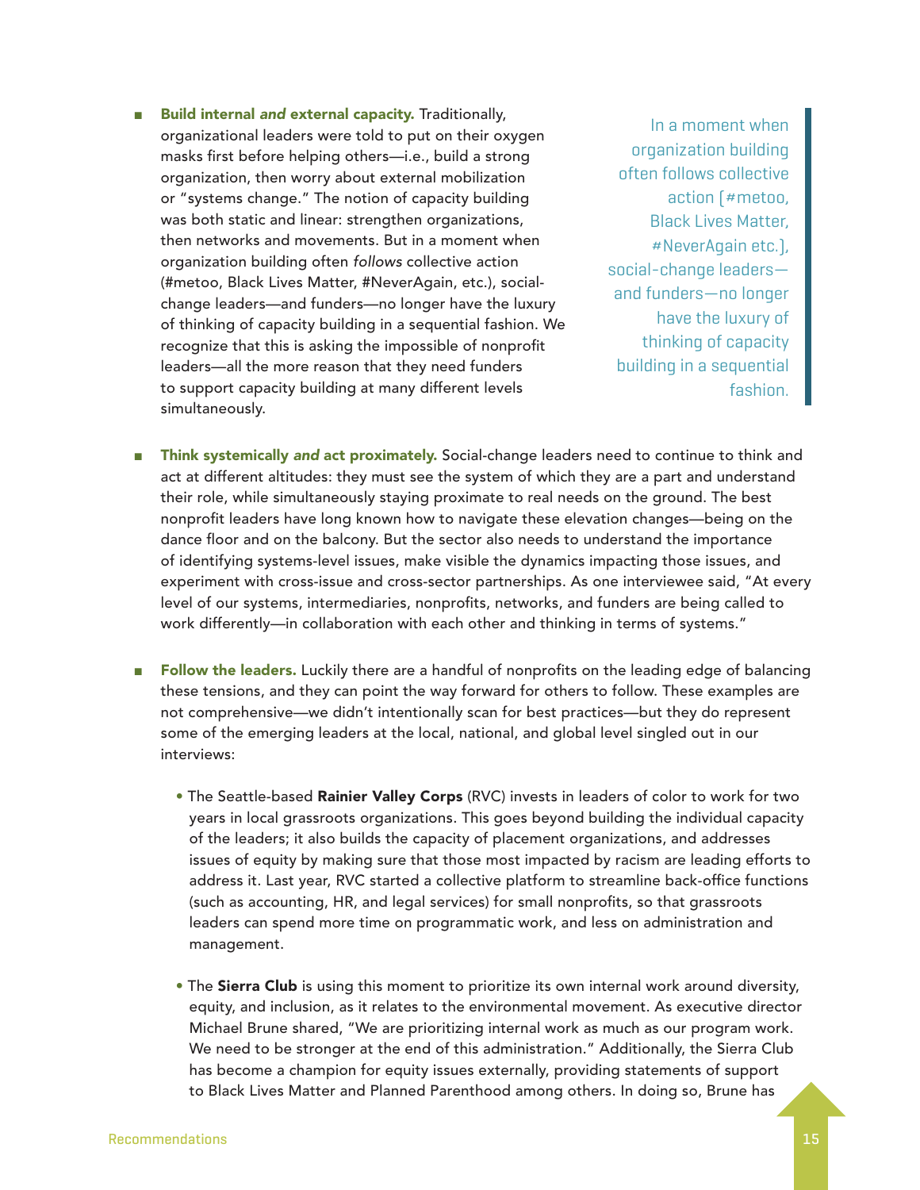- **Build internal *and* external capacity.** Traditionally, organizational leaders were told to put on their oxygen masks first before helping others—i.e., build a strong organization, then worry about external mobilization or "systems change." The notion of capacity building was both static and linear: strengthen organizations, then networks and movements. But in a moment when organization building often *follows* collective action (#metoo, Black Lives Matter, #NeverAgain, etc.), social-change leaders—and funders—no longer have the luxury of thinking of capacity building in a sequential fashion. We recognize that this is asking the impossible of nonprofit leaders—all the more reason that they need funders to support capacity building at many different levels simultaneously.

> In a moment when organization building often follows collective action (#metoo, Black Lives Matter, #NeverAgain etc.), social-change leaders—and funders—no longer have the luxury of thinking of capacity building in a sequential fashion.

- **Think systemically *and* act proximately.** Social-change leaders need to continue to think and act at different altitudes: they must see the system of which they are a part and understand their role, while simultaneously staying proximate to real needs on the ground. The best nonprofit leaders have long known how to navigate these elevation changes—being on the dance floor and on the balcony. But the sector also needs to understand the importance of identifying systems-level issues, make visible the dynamics impacting those issues, and experiment with cross-issue and cross-sector partnerships. As one interviewee said, "At every level of our systems, intermediaries, nonprofits, networks, and funders are being called to work differently—in collaboration with each other and thinking in terms of systems."

- **Follow the leaders.** Luckily there are a handful of nonprofits on the leading edge of balancing these tensions, and they can point the way forward for others to follow. These examples are not comprehensive—we didn't intentionally scan for best practices—but they do represent some of the emerging leaders at the local, national, and global level singled out in our interviews:

  - The Seattle-based **Rainier Valley Corps** (RVC) invests in leaders of color to work for two years in local grassroots organizations. This goes beyond building the individual capacity of the leaders; it also builds the capacity of placement organizations, and addresses issues of equity by making sure that those most impacted by racism are leading efforts to address it. Last year, RVC started a collective platform to streamline back-office functions (such as accounting, HR, and legal services) for small nonprofits, so that grassroots leaders can spend more time on programmatic work, and less on administration and management.

  - The **Sierra Club** is using this moment to prioritize its own internal work around diversity, equity, and inclusion, as it relates to the environmental movement. As executive director Michael Brune shared, "We are prioritizing internal work as much as our program work. We need to be stronger at the end of this administration." Additionally, the Sierra Club has become a champion for equity issues externally, providing statements of support to Black Lives Matter and Planned Parenthood among others. In doing so, Brune has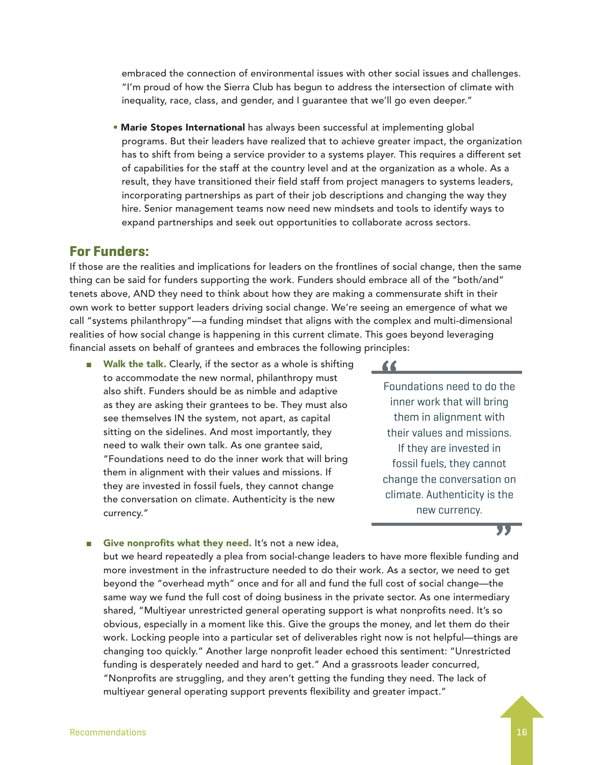embraced the connection of environmental issues with other social issues and challenges. "I'm proud of how the Sierra Club has begun to address the intersection of climate with inequality, race, class, and gender, and I guarantee that we'll go even deeper."

- **Marie Stopes International** has always been successful at implementing global programs. But their leaders have realized that to achieve greater impact, the organization has to shift from being a service provider to a systems player. This requires a different set of capabilities for the staff at the country level and at the organization as a whole. As a result, they have transitioned their field staff from project managers to systems leaders, incorporating partnerships as part of their job descriptions and changing the way they hire. Senior management teams now need new mindsets and tools to identify ways to expand partnerships and seek out opportunities to collaborate across sectors.

## For Funders:

If those are the realities and implications for leaders on the frontlines of social change, then the same thing can be said for funders supporting the work. Funders should embrace all of the "both/and" tenets above, AND they need to think about how they are making a commensurate shift in their own work to better support leaders driving social change. We're seeing an emergence of what we call "systems philanthropy"—a funding mindset that aligns with the complex and multi-dimensional realities of how social change is happening in this current climate. This goes beyond leveraging financial assets on behalf of grantees and embraces the following principles:

- **Walk the talk.** Clearly, if the sector as a whole is shifting to accommodate the new normal, philanthropy must also shift. Funders should be as nimble and adaptive as they are asking their grantees to be. They must also see themselves IN the system, not apart, as capital sitting on the sidelines. And most importantly, they need to walk their own talk. As one grantee said, "Foundations need to do the inner work that will bring them in alignment with their values and missions. If they are invested in fossil fuels, they cannot change the conversation on climate. Authenticity is the new currency."

> "Foundations need to do the inner work that will bring them in alignment with their values and missions. If they are invested in fossil fuels, they cannot change the conversation on climate. Authenticity is the new currency."

- **Give nonprofits what they need.** It's not a new idea, but we heard repeatedly a plea from social-change leaders to have more flexible funding and more investment in the infrastructure needed to do their work. As a sector, we need to get beyond the "overhead myth" once and for all and fund the full cost of social change—the same way we fund the full cost of doing business in the private sector. As one intermediary shared, "Multiyear unrestricted general operating support is what nonprofits need. It's so obvious, especially in a moment like this. Give the groups the money, and let them do their work. Locking people into a particular set of deliverables right now is not helpful—things are changing too quickly." Another large nonprofit leader echoed this sentiment: "Unrestricted funding is desperately needed and hard to get." And a grassroots leader concurred, "Nonprofits are struggling, and they aren't getting the funding they need. The lack of multiyear general operating support prevents flexibility and greater impact."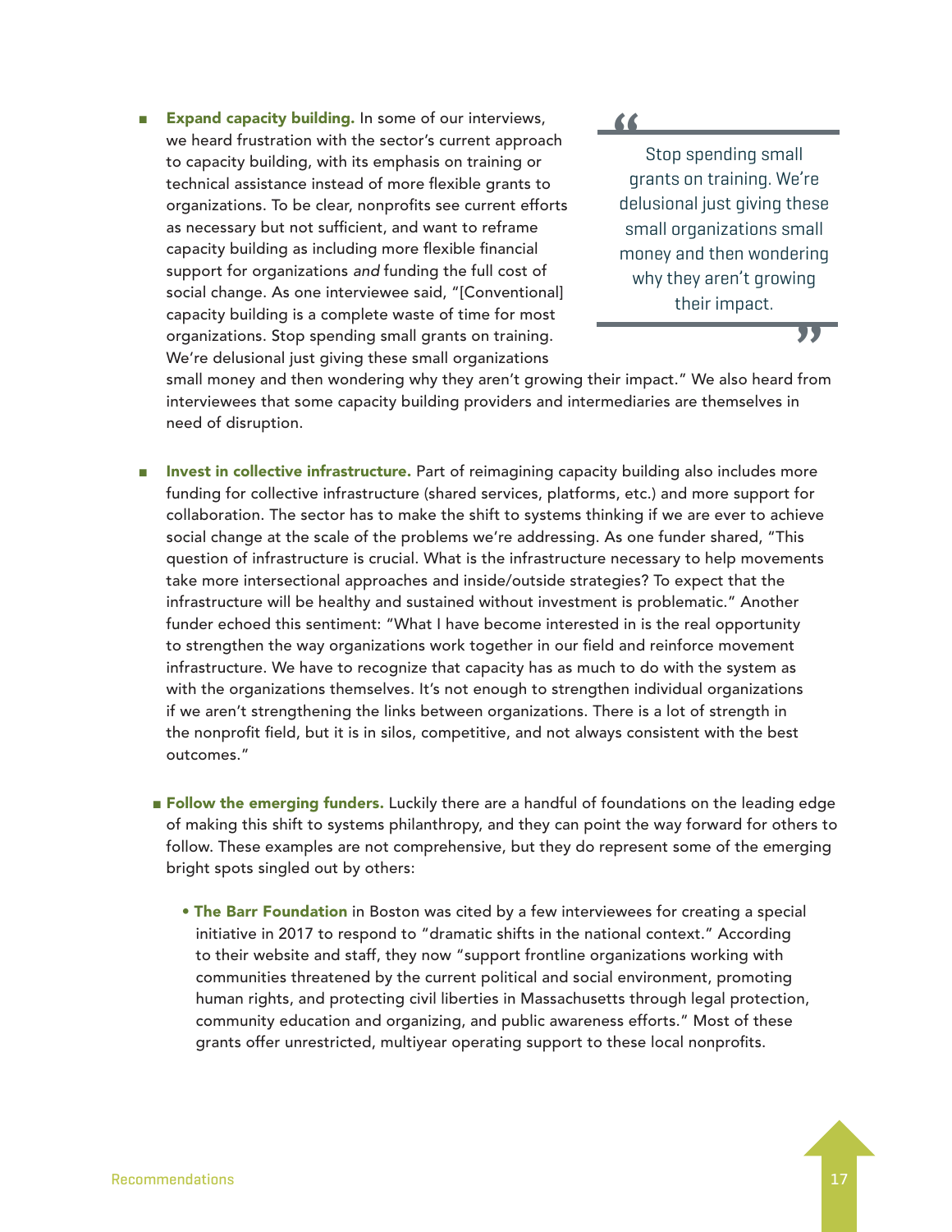- **Expand capacity building.** In some of our interviews, we heard frustration with the sector's current approach to capacity building, with its emphasis on training or technical assistance instead of more flexible grants to organizations. To be clear, nonprofits see current efforts as necessary but not sufficient, and want to reframe capacity building as including more flexible financial support for organizations *and* funding the full cost of social change. As one interviewee said, "[Conventional] capacity building is a complete waste of time for most organizations. Stop spending small grants on training. We're delusional just giving these small organizations small money and then wondering why they aren't growing their impact." We also heard from interviewees that some capacity building providers and intermediaries are themselves in need of disruption.

> "Stop spending small grants on training. We're delusional just giving these small organizations small money and then wondering why they aren't growing their impact."

- **Invest in collective infrastructure.** Part of reimagining capacity building also includes more funding for collective infrastructure (shared services, platforms, etc.) and more support for collaboration. The sector has to make the shift to systems thinking if we are ever to achieve social change at the scale of the problems we're addressing. As one funder shared, "This question of infrastructure is crucial. What is the infrastructure necessary to help movements take more intersectional approaches and inside/outside strategies? To expect that the infrastructure will be healthy and sustained without investment is problematic." Another funder echoed this sentiment: "What I have become interested in is the real opportunity to strengthen the way organizations work together in our field and reinforce movement infrastructure. We have to recognize that capacity has as much to do with the system as with the organizations themselves. It's not enough to strengthen individual organizations if we aren't strengthening the links between organizations. There is a lot of strength in the nonprofit field, but it is in silos, competitive, and not always consistent with the best outcomes."

  - **Follow the emerging funders.** Luckily there are a handful of foundations on the leading edge of making this shift to systems philanthropy, and they can point the way forward for others to follow. These examples are not comprehensive, but they do represent some of the emerging bright spots singled out by others:

    - **The Barr Foundation** in Boston was cited by a few interviewees for creating a special initiative in 2017 to respond to "dramatic shifts in the national context." According to their website and staff, they now "support frontline organizations working with communities threatened by the current political and social environment, promoting human rights, and protecting civil liberties in Massachusetts through legal protection, community education and organizing, and public awareness efforts." Most of these grants offer unrestricted, multiyear operating support to these local nonprofits.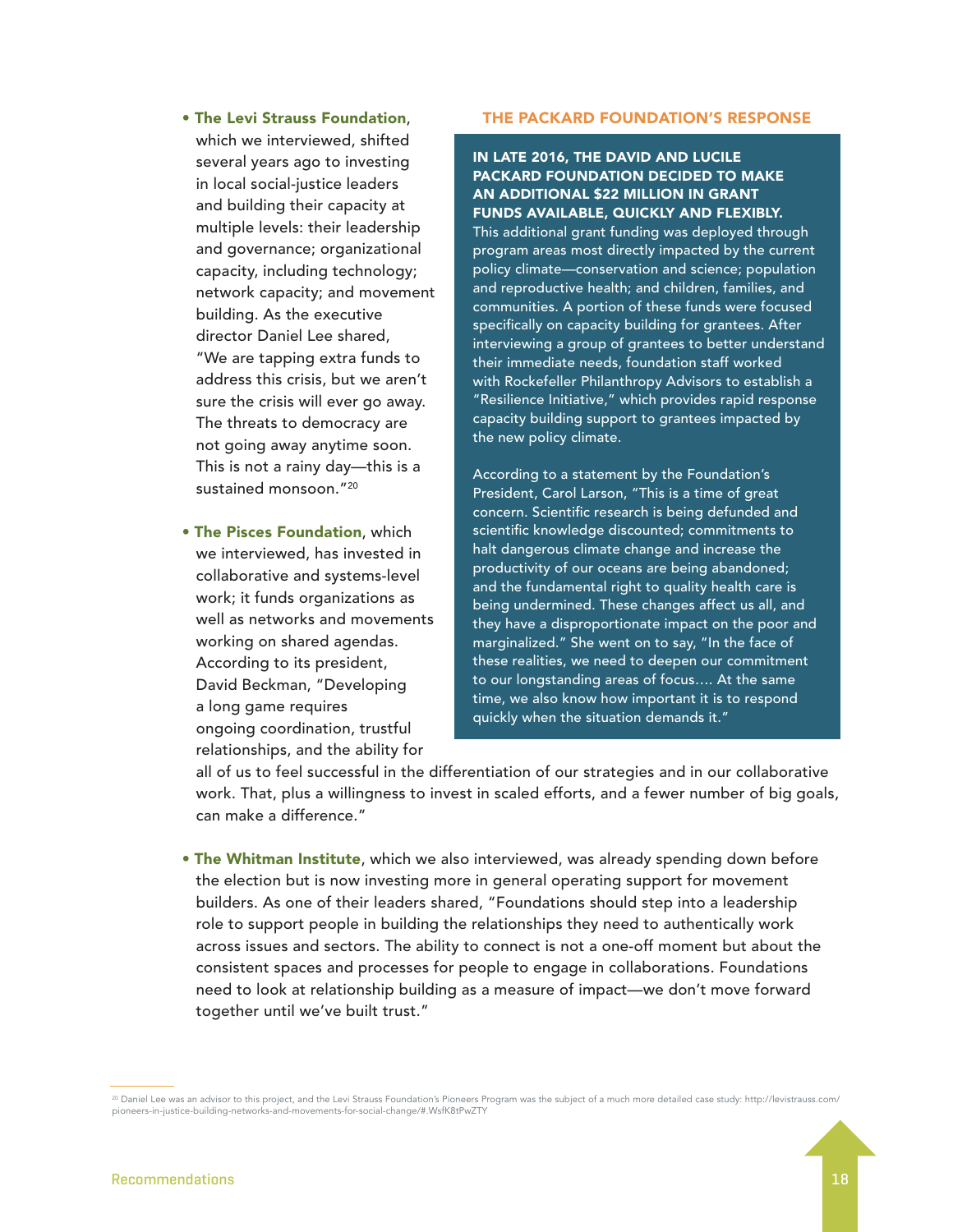- **The Levi Strauss Foundation**, which we interviewed, shifted several years ago to investing in local social-justice leaders and building their capacity at multiple levels: their leadership and governance; organizational capacity, including technology; network capacity; and movement building. As the executive director Daniel Lee shared, "We are tapping extra funds to address this crisis, but we aren't sure the crisis will ever go away. The threats to democracy are not going away anytime soon. This is not a rainy day—this is a sustained monsoon."[20]

- **The Pisces Foundation**, which we interviewed, has invested in collaborative and systems-level work; it funds organizations as well as networks and movements working on shared agendas. According to its president, David Beckman, "Developing a long game requires ongoing coordination, trustful relationships, and the ability for all of us to feel successful in the differentiation of our strategies and in our collaborative work. That, plus a willingness to invest in scaled efforts, and a fewer number of big goals, can make a difference."

- **The Whitman Institute**, which we also interviewed, was already spending down before the election but is now investing more in general operating support for movement builders. As one of their leaders shared, "Foundations should step into a leadership role to support people in building the relationships they need to authentically work across issues and sectors. The ability to connect is not a one-off moment but about the consistent spaces and processes for people to engage in collaborations. Foundations need to look at relationship building as a measure of impact—we don't move forward together until we've built trust."

### THE PACKARD FOUNDATION'S RESPONSE

**IN LATE 2016, THE DAVID AND LUCILE PACKARD FOUNDATION DECIDED TO MAKE AN ADDITIONAL $22 MILLION IN GRANT FUNDS AVAILABLE, QUICKLY AND FLEXIBLY.** This additional grant funding was deployed through program areas most directly impacted by the current policy climate—conservation and science; population and reproductive health; and children, families, and communities. A portion of these funds were focused specifically on capacity building for grantees. After interviewing a group of grantees to better understand their immediate needs, foundation staff worked with Rockefeller Philanthropy Advisors to establish a "Resilience Initiative," which provides rapid response capacity building support to grantees impacted by the new policy climate.

According to a statement by the Foundation's President, Carol Larson, "This is a time of great concern. Scientific research is being defunded and scientific knowledge discounted; commitments to halt dangerous climate change and increase the productivity of our oceans are being abandoned; and the fundamental right to quality health care is being undermined. These changes affect us all, and they have a disproportionate impact on the poor and marginalized." She went on to say, "In the face of these realities, we need to deepen our commitment to our longstanding areas of focus…. At the same time, we also know how important it is to respond quickly when the situation demands it."

---

[20] Daniel Lee was an advisor to this project, and the Levi Strauss Foundation's Pioneers Program was the subject of a much more detailed case study: http://levistrauss.com/pioneers-in-justice-building-networks-and-movements-for-social-change/#.WsfK8tPwZTY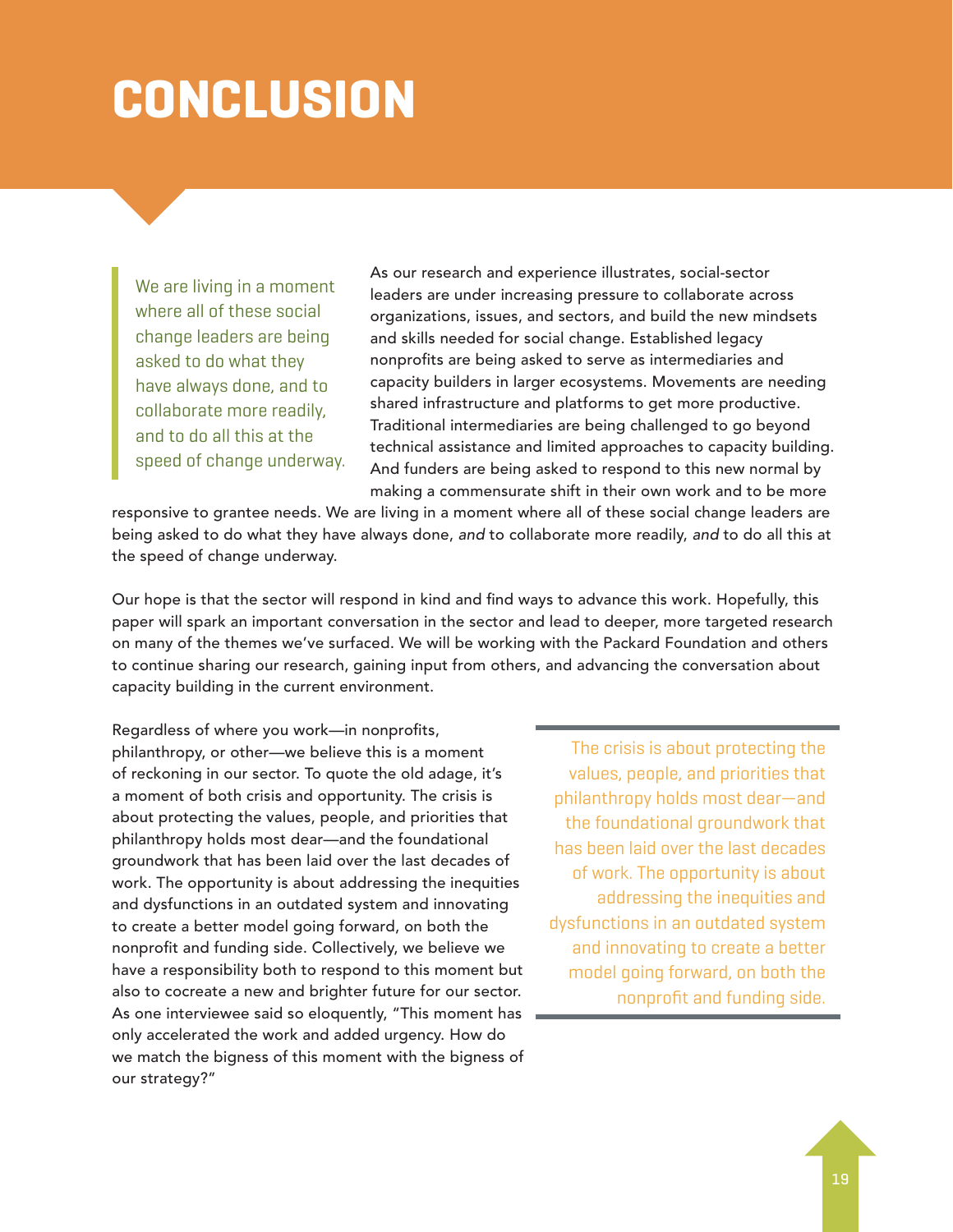# CONCLUSION

> We are living in a moment where all of these social change leaders are being asked to do what they have always done, and to collaborate more readily, and to do all this at the speed of change underway.

As our research and experience illustrates, social-sector leaders are under increasing pressure to collaborate across organizations, issues, and sectors, and build the new mindsets and skills needed for social change. Established legacy nonprofits are being asked to serve as intermediaries and capacity builders in larger ecosystems. Movements are needing shared infrastructure and platforms to get more productive. Traditional intermediaries are being challenged to go beyond technical assistance and limited approaches to capacity building. And funders are being asked to respond to this new normal by making a commensurate shift in their own work and to be more responsive to grantee needs. We are living in a moment where all of these social change leaders are being asked to do what they have always done, *and* to collaborate more readily, *and* to do all this at the speed of change underway.

Our hope is that the sector will respond in kind and find ways to advance this work. Hopefully, this paper will spark an important conversation in the sector and lead to deeper, more targeted research on many of the themes we've surfaced. We will be working with the Packard Foundation and others to continue sharing our research, gaining input from others, and advancing the conversation about capacity building in the current environment.

Regardless of where you work—in nonprofits, philanthropy, or other—we believe this is a moment of reckoning in our sector. To quote the old adage, it's a moment of both crisis and opportunity. The crisis is about protecting the values, people, and priorities that philanthropy holds most dear—and the foundational groundwork that has been laid over the last decades of work. The opportunity is about addressing the inequities and dysfunctions in an outdated system and innovating to create a better model going forward, on both the nonprofit and funding side. Collectively, we believe we have a responsibility both to respond to this moment but also to cocreate a new and brighter future for our sector. As one interviewee said so eloquently, "This moment has only accelerated the work and added urgency. How do we match the bigness of this moment with the bigness of our strategy?"

> The crisis is about protecting the values, people, and priorities that philanthropy holds most dear—and the foundational groundwork that has been laid over the last decades of work. The opportunity is about addressing the inequities and dysfunctions in an outdated system and innovating to create a better model going forward, on both the nonprofit and funding side.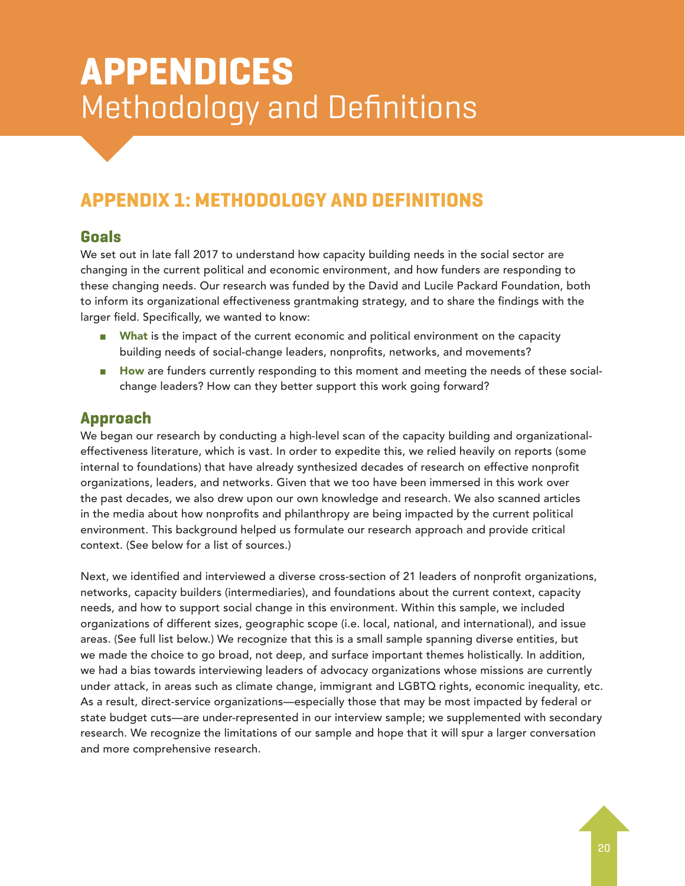# APPENDICES
Methodology and Definitions

## APPENDIX 1: METHODOLOGY AND DEFINITIONS

### Goals

We set out in late fall 2017 to understand how capacity building needs in the social sector are changing in the current political and economic environment, and how funders are responding to these changing needs. Our research was funded by the David and Lucile Packard Foundation, both to inform its organizational effectiveness grantmaking strategy, and to share the findings with the larger field. Specifically, we wanted to know:

- **What** is the impact of the current economic and political environment on the capacity building needs of social-change leaders, nonprofits, networks, and movements?
- **How** are funders currently responding to this moment and meeting the needs of these social-change leaders? How can they better support this work going forward?

### Approach

We began our research by conducting a high-level scan of the capacity building and organizational-effectiveness literature, which is vast. In order to expedite this, we relied heavily on reports (some internal to foundations) that have already synthesized decades of research on effective nonprofit organizations, leaders, and networks. Given that we too have been immersed in this work over the past decades, we also drew upon our own knowledge and research. We also scanned articles in the media about how nonprofits and philanthropy are being impacted by the current political environment. This background helped us formulate our research approach and provide critical context. (See below for a list of sources.)

Next, we identified and interviewed a diverse cross-section of 21 leaders of nonprofit organizations, networks, capacity builders (intermediaries), and foundations about the current context, capacity needs, and how to support social change in this environment. Within this sample, we included organizations of different sizes, geographic scope (i.e. local, national, and international), and issue areas. (See full list below.) We recognize that this is a small sample spanning diverse entities, but we made the choice to go broad, not deep, and surface important themes holistically. In addition, we had a bias towards interviewing leaders of advocacy organizations whose missions are currently under attack, in areas such as climate change, immigrant and LGBTQ rights, economic inequality, etc. As a result, direct-service organizations—especially those that may be most impacted by federal or state budget cuts—are under-represented in our interview sample; we supplemented with secondary research. We recognize the limitations of our sample and hope that it will spur a larger conversation and more comprehensive research.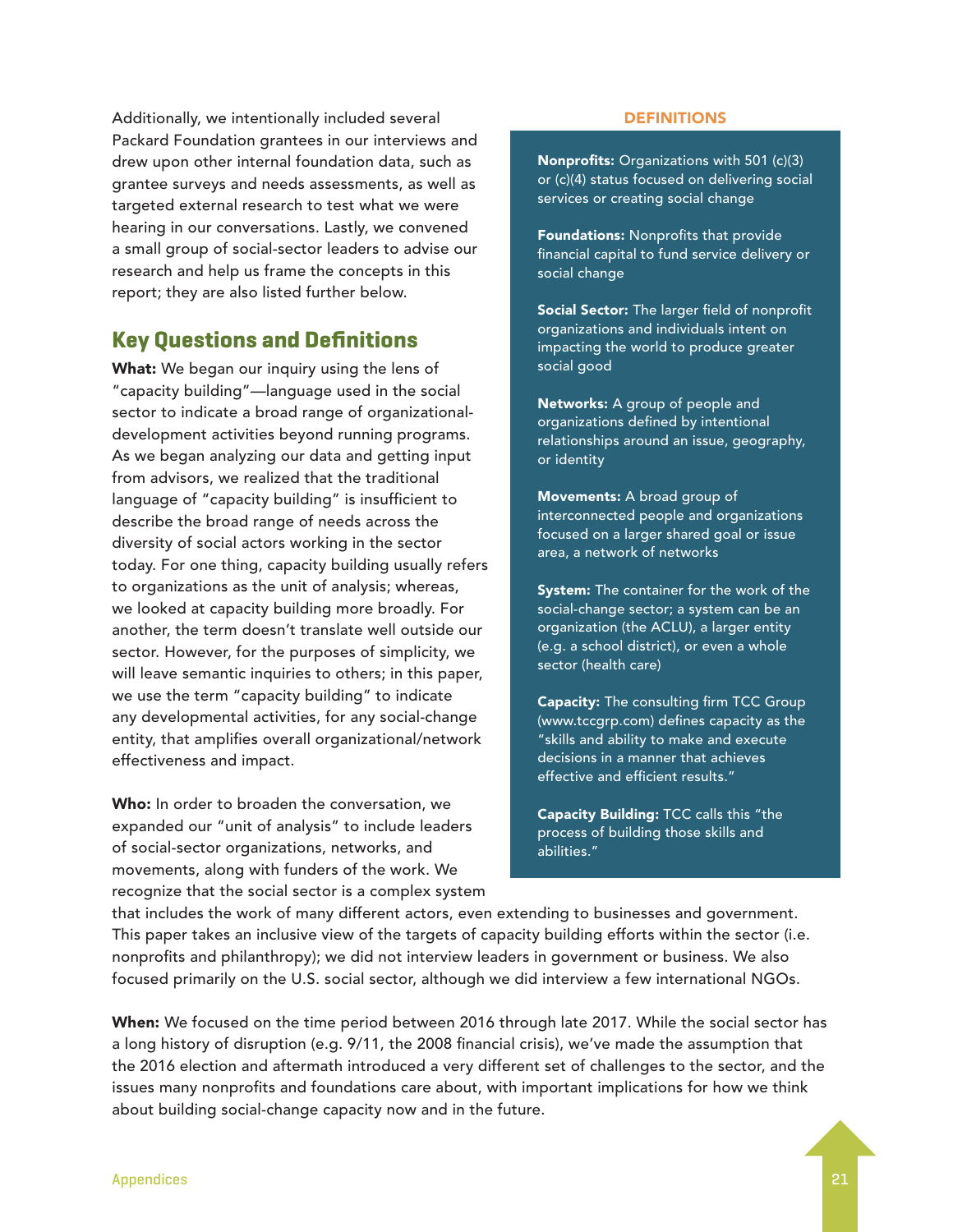Additionally, we intentionally included several Packard Foundation grantees in our interviews and drew upon other internal foundation data, such as grantee surveys and needs assessments, as well as targeted external research to test what we were hearing in our conversations. Lastly, we convened a small group of social-sector leaders to advise our research and help us frame the concepts in this report; they are also listed further below.

## Key Questions and Definitions

**What:** We began our inquiry using the lens of "capacity building"—language used in the social sector to indicate a broad range of organizational-development activities beyond running programs. As we began analyzing our data and getting input from advisors, we realized that the traditional language of "capacity building" is insufficient to describe the broad range of needs across the diversity of social actors working in the sector today. For one thing, capacity building usually refers to organizations as the unit of analysis; whereas, we looked at capacity building more broadly. For another, the term doesn't translate well outside our sector. However, for the purposes of simplicity, we will leave semantic inquiries to others; in this paper, we use the term "capacity building" to indicate any developmental activities, for any social-change entity, that amplifies overall organizational/network effectiveness and impact.

**Who:** In order to broaden the conversation, we expanded our "unit of analysis" to include leaders of social-sector organizations, networks, and movements, along with funders of the work. We recognize that the social sector is a complex system that includes the work of many different actors, even extending to businesses and government. This paper takes an inclusive view of the targets of capacity building efforts within the sector (i.e. nonprofits and philanthropy); we did not interview leaders in government or business. We also focused primarily on the U.S. social sector, although we did interview a few international NGOs.

**When:** We focused on the time period between 2016 through late 2017. While the social sector has a long history of disruption (e.g. 9/11, the 2008 financial crisis), we've made the assumption that the 2016 election and aftermath introduced a very different set of challenges to the sector, and the issues many nonprofits and foundations care about, with important implications for how we think about building social-change capacity now and in the future.

### DEFINITIONS

**Nonprofits:** Organizations with 501 (c)(3) or (c)(4) status focused on delivering social services or creating social change

**Foundations:** Nonprofits that provide financial capital to fund service delivery or social change

**Social Sector:** The larger field of nonprofit organizations and individuals intent on impacting the world to produce greater social good

**Networks:** A group of people and organizations defined by intentional relationships around an issue, geography, or identity

**Movements:** A broad group of interconnected people and organizations focused on a larger shared goal or issue area, a network of networks

**System:** The container for the work of the social-change sector; a system can be an organization (the ACLU), a larger entity (e.g. a school district), or even a whole sector (health care)

**Capacity:** The consulting firm TCC Group (www.tccgrp.com) defines capacity as the "skills and ability to make and execute decisions in a manner that achieves effective and efficient results."

**Capacity Building:** TCC calls this "the process of building those skills and abilities."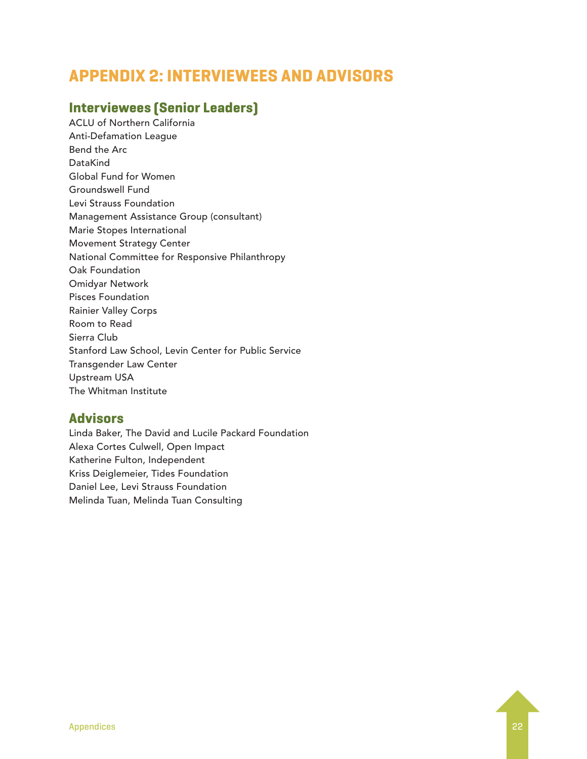# APPENDIX 2: INTERVIEWEES AND ADVISORS

## Interviewees (Senior Leaders)

ACLU of Northern California
Anti-Defamation League
Bend the Arc
DataKind
Global Fund for Women
Groundswell Fund
Levi Strauss Foundation
Management Assistance Group (consultant)
Marie Stopes International
Movement Strategy Center
National Committee for Responsive Philanthropy
Oak Foundation
Omidyar Network
Pisces Foundation
Rainier Valley Corps
Room to Read
Sierra Club
Stanford Law School, Levin Center for Public Service
Transgender Law Center
Upstream USA
The Whitman Institute

## Advisors

Linda Baker, The David and Lucile Packard Foundation
Alexa Cortes Culwell, Open Impact
Katherine Fulton, Independent
Kriss Deiglemeier, Tides Foundation
Daniel Lee, Levi Strauss Foundation
Melinda Tuan, Melinda Tuan Consulting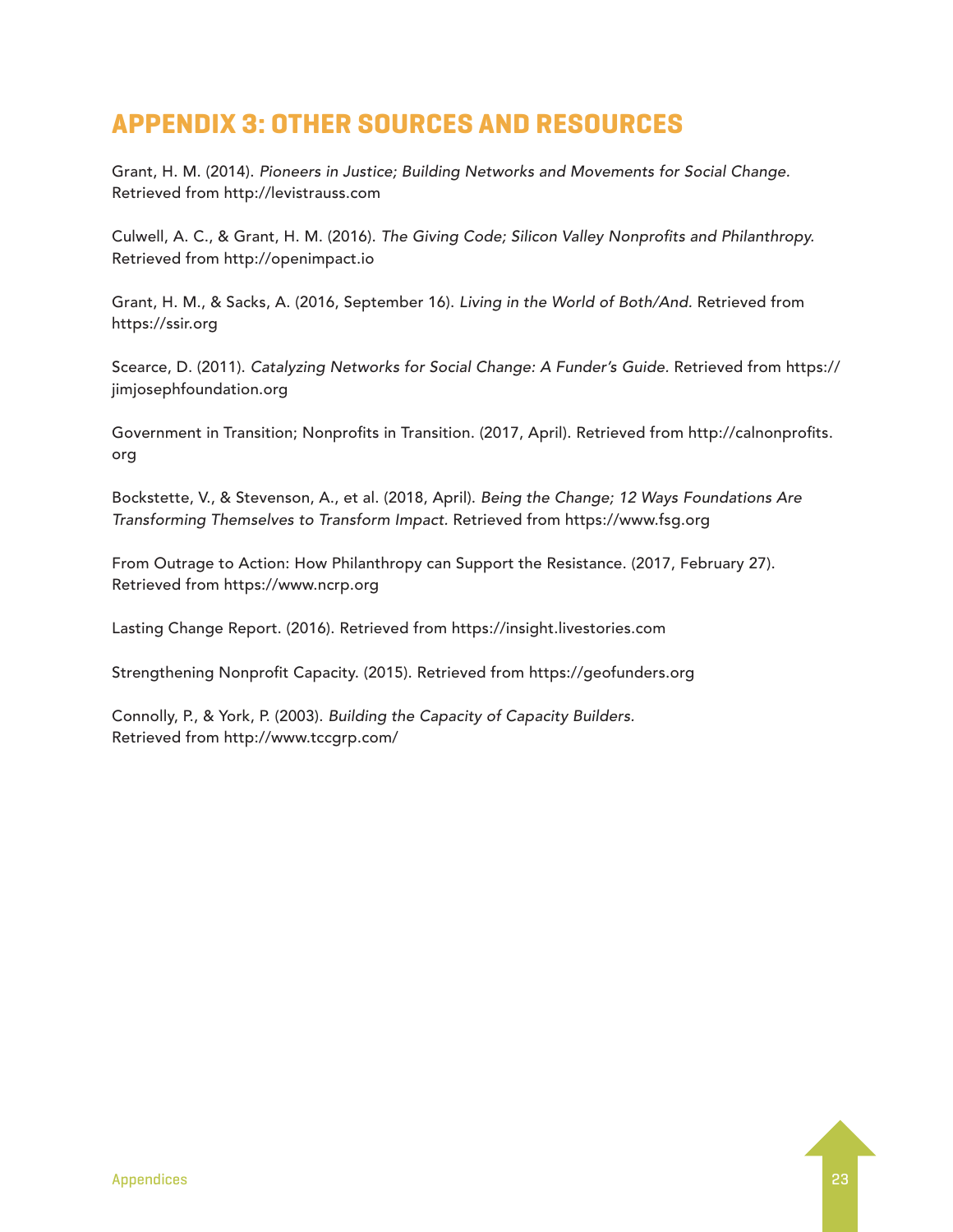# APPENDIX 3: OTHER SOURCES AND RESOURCES

Grant, H. M. (2014). *Pioneers in Justice; Building Networks and Movements for Social Change.* Retrieved from http://levistrauss.com

Culwell, A. C., & Grant, H. M. (2016). *The Giving Code; Silicon Valley Nonprofits and Philanthropy.* Retrieved from http://openimpact.io

Grant, H. M., & Sacks, A. (2016, September 16). *Living in the World of Both/And.* Retrieved from https://ssir.org

Scearce, D. (2011). *Catalyzing Networks for Social Change: A Funder's Guide.* Retrieved from https://jimjosephfoundation.org

Government in Transition; Nonprofits in Transition. (2017, April). Retrieved from http://calnonprofits.org

Bockstette, V., & Stevenson, A., et al. (2018, April). *Being the Change; 12 Ways Foundations Are Transforming Themselves to Transform Impact.* Retrieved from https://www.fsg.org

From Outrage to Action: How Philanthropy can Support the Resistance. (2017, February 27). Retrieved from https://www.ncrp.org

Lasting Change Report. (2016). Retrieved from https://insight.livestories.com

Strengthening Nonprofit Capacity. (2015). Retrieved from https://geofunders.org

Connolly, P., & York, P. (2003). *Building the Capacity of Capacity Builders.* Retrieved from http://www.tccgrp.com/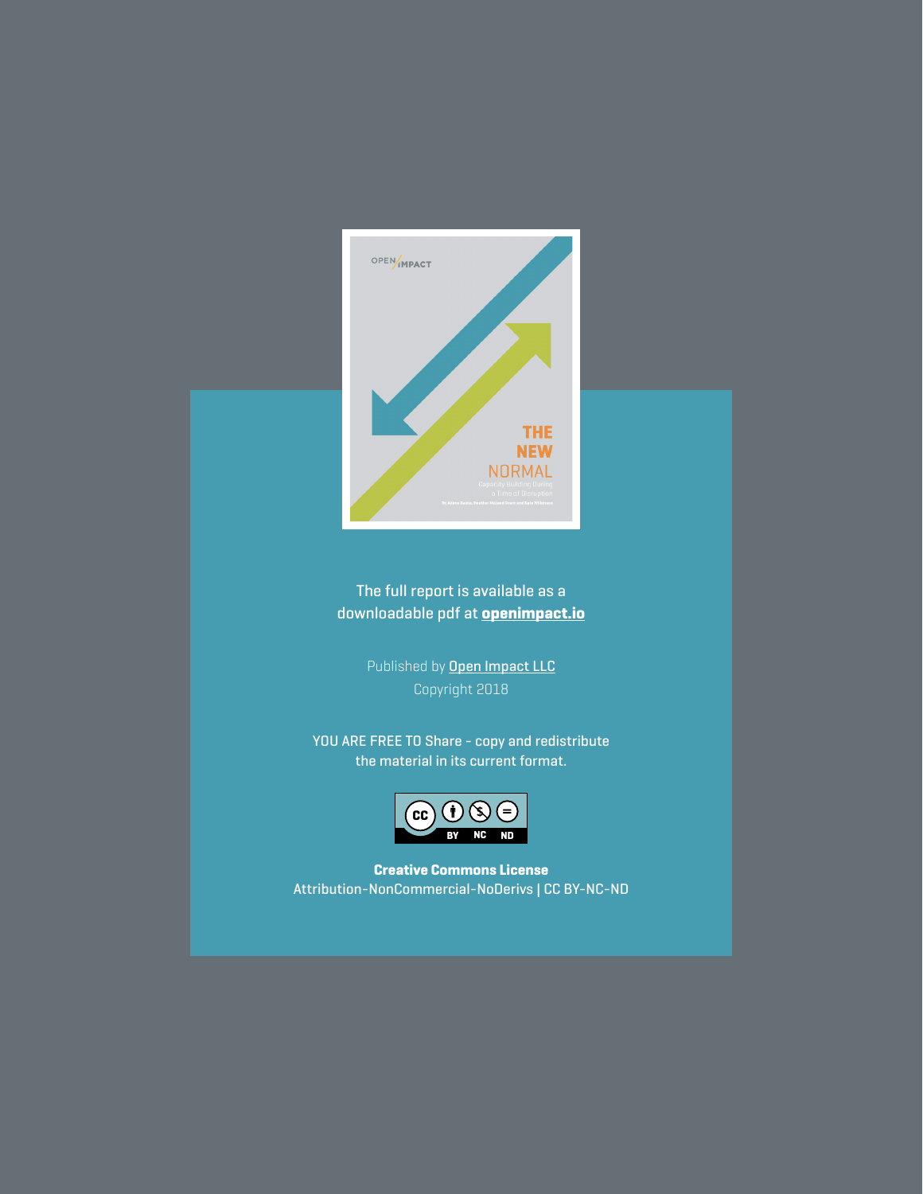The full report is available as a downloadable pdf at **openimpact.io**

Published by Open Impact LLC
Copyright 2018

YOU ARE FREE TO Share - copy and redistribute the material in its current format.

**Creative Commons License**
Attribution-NonCommercial-NoDerivs | CC BY-NC-ND